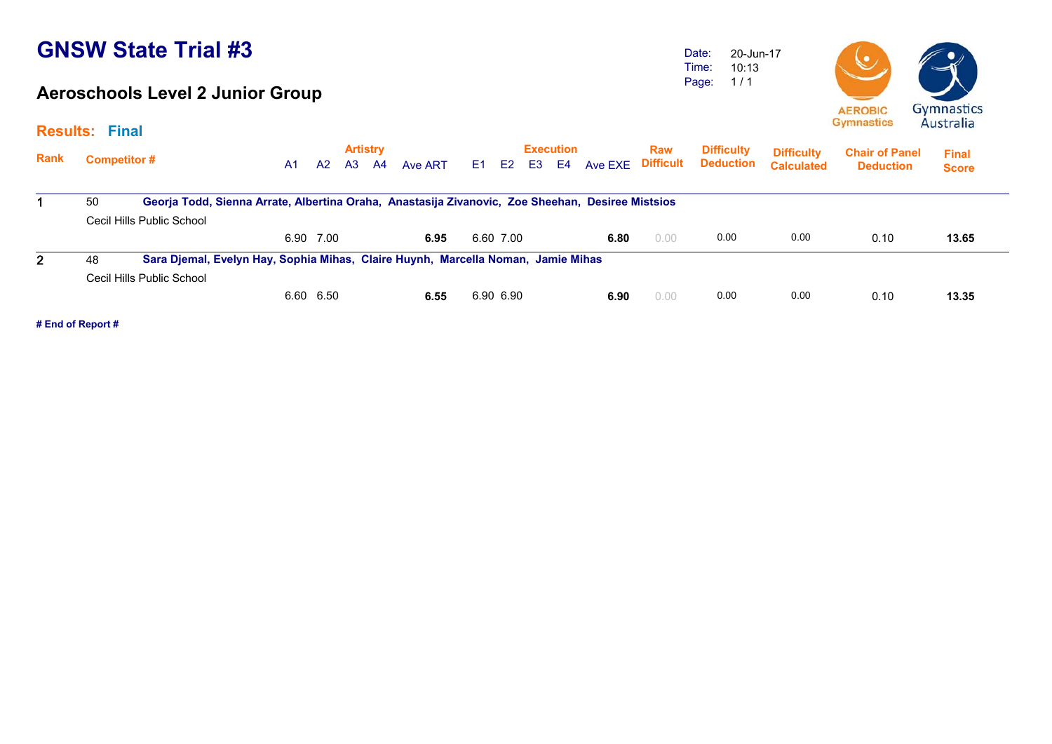# GNSW State Trial #3

## Aeroschools Level 2 Junior Group

Date: 20-Jun-17
Time: 10:13

**Results: Final**

| Rank | Competitor # | A1 | A2 | A3 | A4 | Ave ART | E1 | E2 | E3 | E4 | Ave EXE | Raw Difficult | Difficulty Deduction | Difficulty Calculated | Chair of Panel Deduction | Final Score |
|---|---|---|---|---|---|---|---|---|---|---|---|---|---|---|---|---|
| | | Artistry | | | | | Execution | | | | | | | | | |
| 1 | 50 **Georja Todd, Sienna Arrate, Albertina Oraha, Anastasija Zivanovic, Zoe Sheehan, Desiree Mistsios** Cecil Hills Public School | 6.90 | 7.00 | | | **6.95** | 6.60 | 7.00 | | | **6.80** | 0.00 | 0.00 | 0.00 | 0.10 | **13.65** |
| 2 | 48 **Sara Djemal, Evelyn Hay, Sophia Mihas, Claire Huynh, Marcella Noman, Jamie Mihas** Cecil Hills Public School | 6.60 | 6.50 | | | **6.55** | 6.90 | 6.90 | | | **6.90** | 0.00 | 0.00 | 0.00 | 0.10 | **13.35** |

**# End of Report #**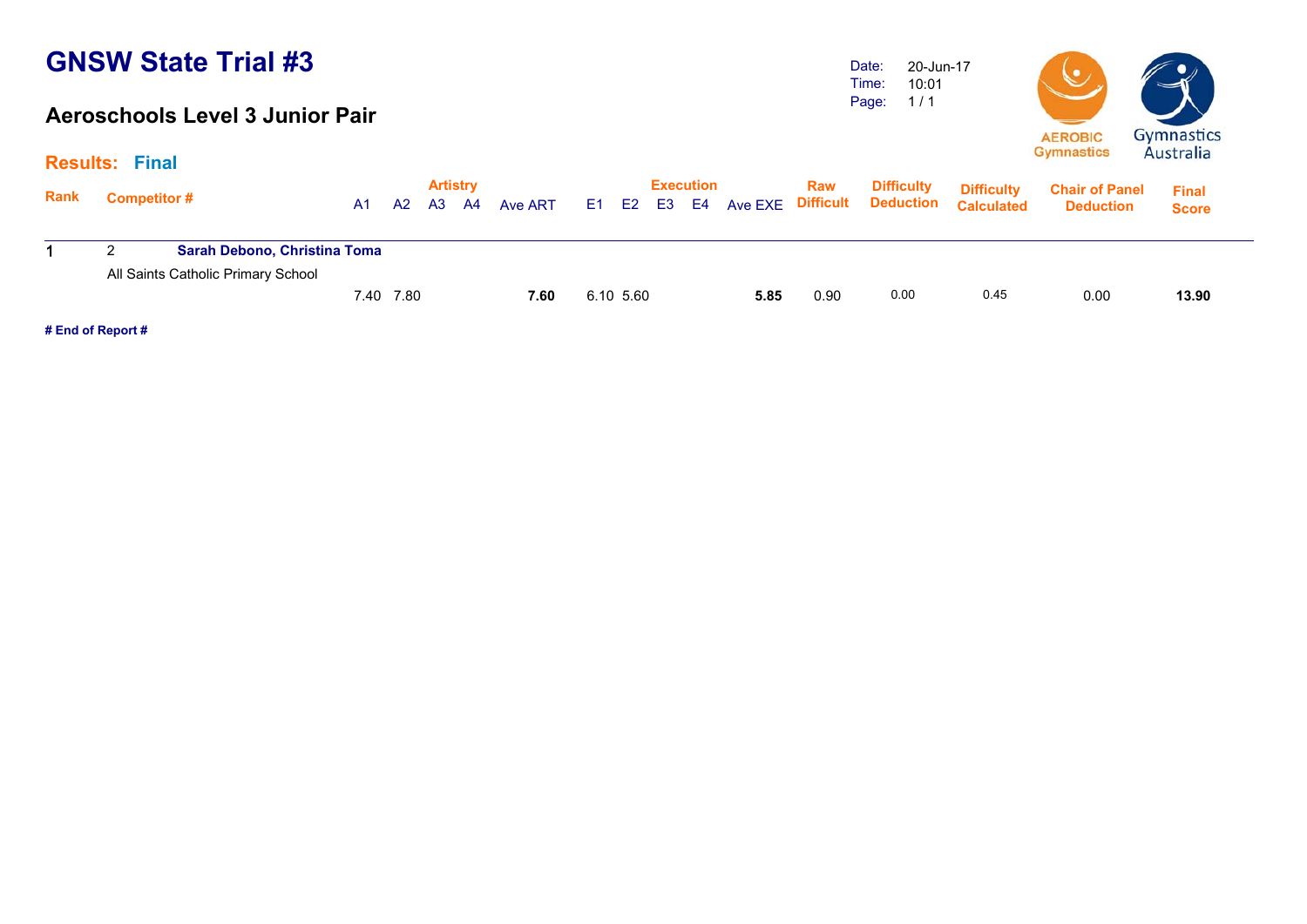# GNSW State Trial #3

## Aeroschools Level 3 Junior Pair

Date: 20-Jun-17
Time: 10:01
Page: 1 / 1

**Results: Final**

| Rank | Competitor # | A1 | A2 | A3 | A4 | Ave ART | E1 | E2 | E3 | E4 | Ave EXE | Raw Difficult | Difficulty Deduction | Difficulty Calculated | Chair of Panel Deduction | Final Score |
|---|---|---|---|---|---|---|---|---|---|---|---|---|---|---|---|---|
| | | Artistry | | | | | Execution | | | | | | | | | |
| 1 | 2 **Sarah Debono, Christina Toma** All Saints Catholic Primary School | 7.40 | 7.80 | | | **7.60** | 6.10 | 5.60 | | | **5.85** | 0.90 | 0.00 | 0.45 | 0.00 | **13.90** |

**# End of Report #**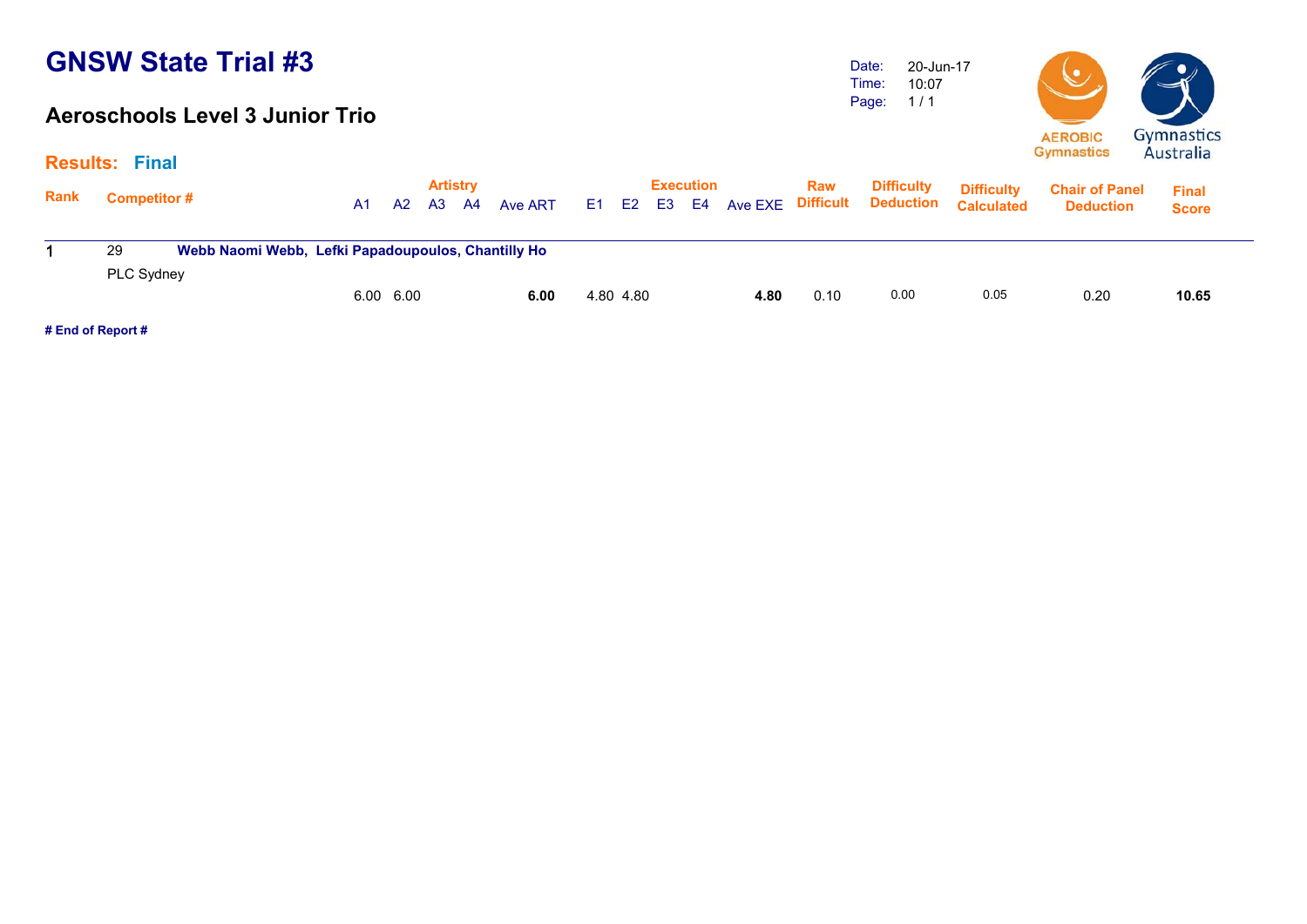# GNSW State Trial #3

## Aeroschools Level 3 Junior Trio

Date: 20-Jun-17
Time: 10:07

**Results: Final**

| Rank | Competitor # | | A1 | A2 | A3 | A4 | Ave ART | E1 | E2 | E3 | E4 | Ave EXE | Raw Difficult | Difficulty Deduction | Difficulty Calculated | Chair of Panel Deduction | Final Score |
|---|---|---|---|---|---|---|---|---|---|---|---|---|---|---|---|---|---|
| 1 | 29 | **Webb Naomi Webb, Lefki Papadoupoulos, Chantilly Ho** | | | | | | | | | | | | | | | |
| | PLC Sydney | | | | | | | | | | | | | | | | |
| | | | 6.00 | 6.00 | | | **6.00** | 4.80 | 4.80 | | | **4.80** | 0.10 | 0.00 | 0.05 | 0.20 | **10.65** |

**# End of Report #**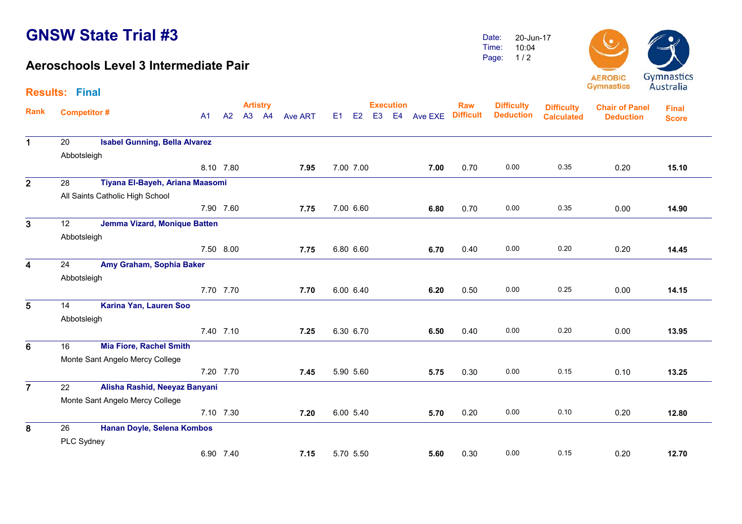# GNSW State Trial #3

## Aeroschools Level 3 Intermediate Pair

Date: 20-Jun-17
Time: 10:04
Page: 1 / 2

**Results: Final**

| Rank | Competitor # | | A1 | A2 | A3 | A4 | Ave ART | E1 | E2 | E3 | E4 | Ave EXE | Raw Difficult | Difficulty Deduction | Difficulty Calculated | Chair of Panel Deduction | Final Score |
|---|---|---|---|---|---|---|---|---|---|---|---|---|---|---|---|---|---|
| | | | Artistry | | | | | Execution | | | | | | | | | |
| 1 | 20 | **Isabel Gunning, Bella Alvarez** | | | | | | | | | | | | | | | |
| | Abbotsleigh | | 8.10 | 7.80 | | | **7.95** | 7.00 | 7.00 | | | **7.00** | 0.70 | 0.00 | 0.35 | 0.20 | **15.10** |
| 2 | 28 | **Tiyana El-Bayeh, Ariana Maasomi** | | | | | | | | | | | | | | | |
| | All Saints Catholic High School | | 7.90 | 7.60 | | | **7.75** | 7.00 | 6.60 | | | **6.80** | 0.70 | 0.00 | 0.35 | 0.00 | **14.90** |
| 3 | 12 | **Jemma Vizard, Monique Batten** | | | | | | | | | | | | | | | |
| | Abbotsleigh | | 7.50 | 8.00 | | | **7.75** | 6.80 | 6.60 | | | **6.70** | 0.40 | 0.00 | 0.20 | 0.20 | **14.45** |
| 4 | 24 | **Amy Graham, Sophia Baker** | | | | | | | | | | | | | | | |
| | Abbotsleigh | | 7.70 | 7.70 | | | **7.70** | 6.00 | 6.40 | | | **6.20** | 0.50 | 0.00 | 0.25 | 0.00 | **14.15** |
| 5 | 14 | **Karina Yan, Lauren Soo** | | | | | | | | | | | | | | | |
| | Abbotsleigh | | 7.40 | 7.10 | | | **7.25** | 6.30 | 6.70 | | | **6.50** | 0.40 | 0.00 | 0.20 | 0.00 | **13.95** |
| 6 | 16 | **Mia Fiore, Rachel Smith** | | | | | | | | | | | | | | | |
| | Monte Sant Angelo Mercy College | | 7.20 | 7.70 | | | **7.45** | 5.90 | 5.60 | | | **5.75** | 0.30 | 0.00 | 0.15 | 0.10 | **13.25** |
| 7 | 22 | **Alisha Rashid, Neeyaz Banyani** | | | | | | | | | | | | | | | |
| | Monte Sant Angelo Mercy College | | 7.10 | 7.30 | | | **7.20** | 6.00 | 5.40 | | | **5.70** | 0.20 | 0.00 | 0.10 | 0.20 | **12.80** |
| 8 | 26 | **Hanan Doyle, Selena Kombos** | | | | | | | | | | | | | | | |
| | PLC Sydney | | 6.90 | 7.40 | | | **7.15** | 5.70 | 5.50 | | | **5.60** | 0.30 | 0.00 | 0.15 | 0.20 | **12.70** |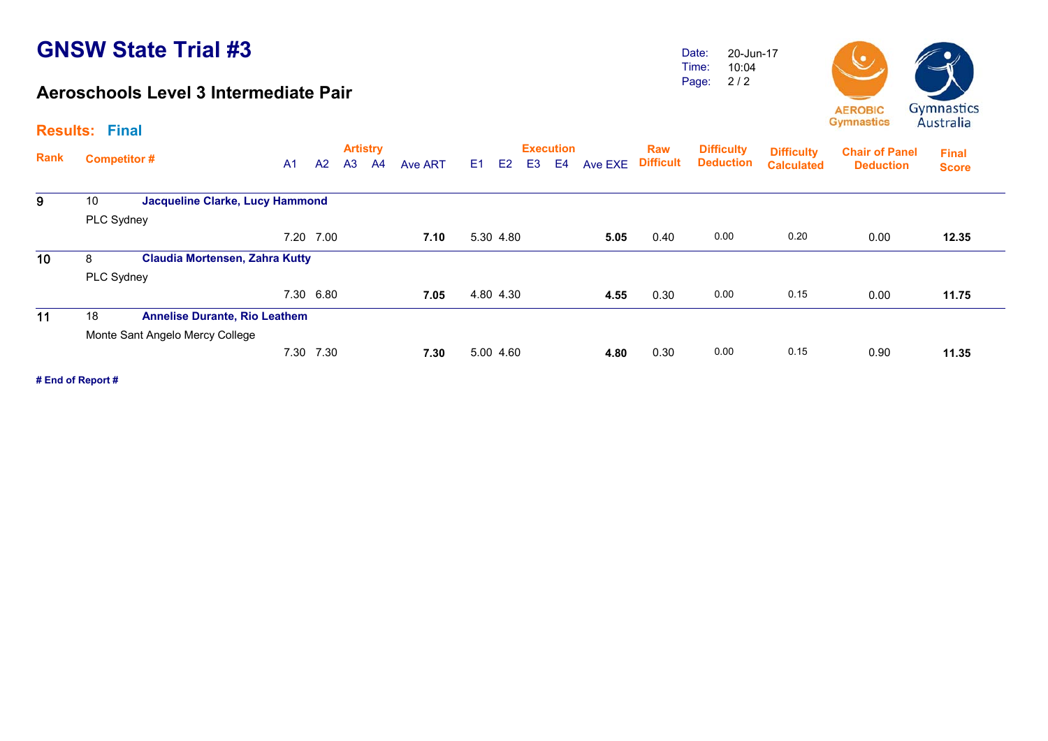# GNSW State Trial #3

## Aeroschools Level 3 Intermediate Pair

Date: 20-Jun-17
Time: 10:04
Page: 2 / 2

**Results: Final**

| Rank | Competitor # | | A1 | A2 | A3 | A4 | Ave ART | E1 | E2 | E3 | E4 | Ave EXE | Raw Difficult | Difficulty Deduction | Difficulty Calculated | Chair of Panel Deduction | Final Score |
|---|---|---|---|---|---|---|---|---|---|---|---|---|---|---|---|---|---|
| | | | Artistry | | | | | Execution | | | | | | | | | |
| 9 | 10 | **Jacqueline Clarke, Lucy Hammond** | | | | | | | | | | | | | | | |
| | PLC Sydney | | | | | | | | | | | | | | | | |
| | | | 7.20 | 7.00 | | | **7.10** | 5.30 | 4.80 | | | **5.05** | 0.40 | 0.00 | 0.20 | 0.00 | **12.35** |
| 10 | 8 | **Claudia Mortensen, Zahra Kutty** | | | | | | | | | | | | | | | |
| | PLC Sydney | | | | | | | | | | | | | | | | |
| | | | 7.30 | 6.80 | | | **7.05** | 4.80 | 4.30 | | | **4.55** | 0.30 | 0.00 | 0.15 | 0.00 | **11.75** |
| 11 | 18 | **Annelise Durante, Rio Leathem** | | | | | | | | | | | | | | | |
| | Monte Sant Angelo Mercy College | | | | | | | | | | | | | | | | |
| | | | 7.30 | 7.30 | | | **7.30** | 5.00 | 4.60 | | | **4.80** | 0.30 | 0.00 | 0.15 | 0.90 | **11.35** |

**# End of Report #**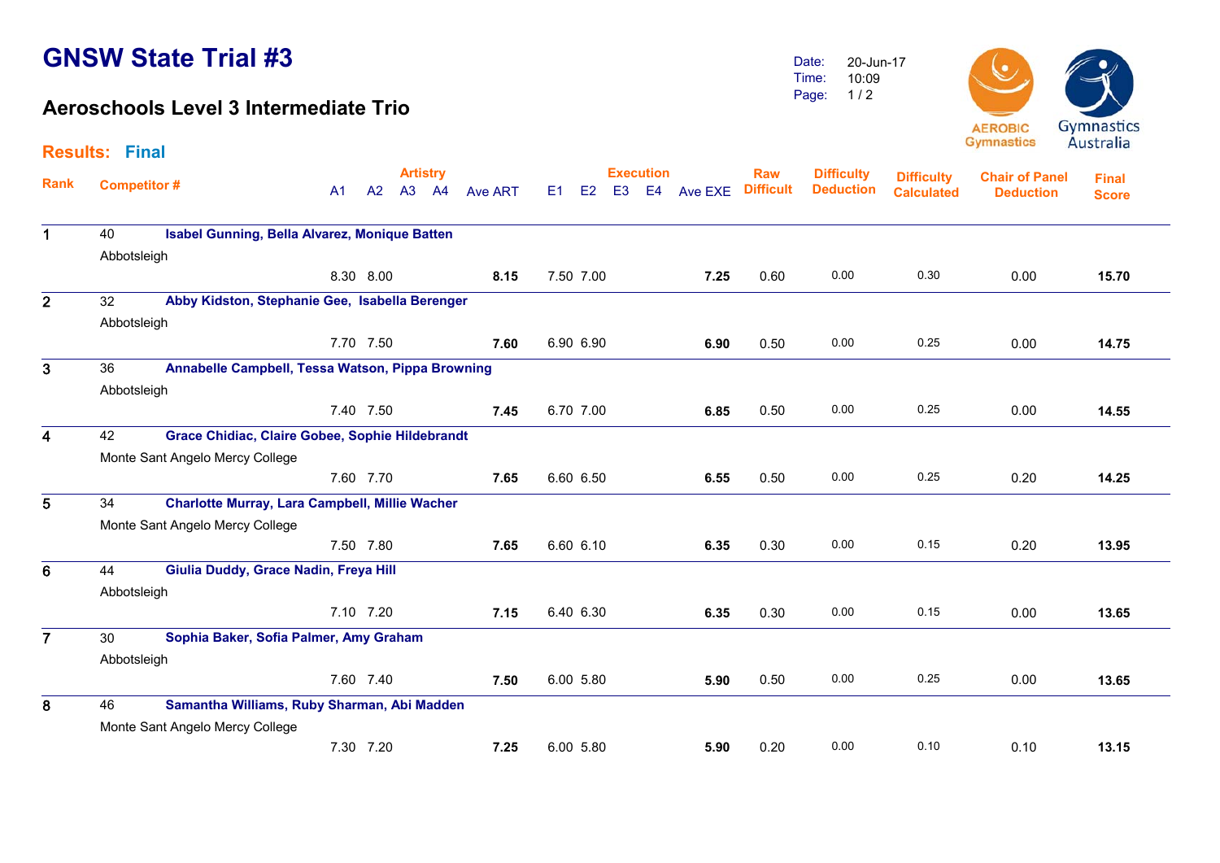# GNSW State Trial #3

## Aeroschools Level 3 Intermediate Trio

Date: 20-Jun-17
Time: 10:09

**Results: Final**

| Rank | Competitor # | | A1 | A2 | A3 | A4 | Ave ART | E1 | E2 | E3 | E4 | Ave EXE | Raw Difficult | Difficulty Deduction | Difficulty Calculated | Chair of Panel Deduction | Final Score |
|---|---|---|---|---|---|---|---|---|---|---|---|---|---|---|---|---|---|
| 1 | 40 | **Isabel Gunning, Bella Alvarez, Monique Batten** — Abbotsleigh | 8.30 | 8.00 | | | **8.15** | 7.50 | 7.00 | | | **7.25** | 0.60 | 0.00 | 0.30 | 0.00 | **15.70** |
| 2 | 32 | **Abby Kidston, Stephanie Gee, Isabella Berenger** — Abbotsleigh | 7.70 | 7.50 | | | **7.60** | 6.90 | 6.90 | | | **6.90** | 0.50 | 0.00 | 0.25 | 0.00 | **14.75** |
| 3 | 36 | **Annabelle Campbell, Tessa Watson, Pippa Browning** — Abbotsleigh | 7.40 | 7.50 | | | **7.45** | 6.70 | 7.00 | | | **6.85** | 0.50 | 0.00 | 0.25 | 0.00 | **14.55** |
| 4 | 42 | **Grace Chidiac, Claire Gobee, Sophie Hildebrandt** — Monte Sant Angelo Mercy College | 7.60 | 7.70 | | | **7.65** | 6.60 | 6.50 | | | **6.55** | 0.50 | 0.00 | 0.25 | 0.20 | **14.25** |
| 5 | 34 | **Charlotte Murray, Lara Campbell, Millie Wacher** — Monte Sant Angelo Mercy College | 7.50 | 7.80 | | | **7.65** | 6.60 | 6.10 | | | **6.35** | 0.30 | 0.00 | 0.15 | 0.20 | **13.95** |
| 6 | 44 | **Giulia Duddy, Grace Nadin, Freya Hill** — Abbotsleigh | 7.10 | 7.20 | | | **7.15** | 6.40 | 6.30 | | | **6.35** | 0.30 | 0.00 | 0.15 | 0.00 | **13.65** |
| 7 | 30 | **Sophia Baker, Sofia Palmer, Amy Graham** — Abbotsleigh | 7.60 | 7.40 | | | **7.50** | 6.00 | 5.80 | | | **5.90** | 0.50 | 0.00 | 0.25 | 0.00 | **13.65** |
| 8 | 46 | **Samantha Williams, Ruby Sharman, Abi Madden** — Monte Sant Angelo Mercy College | 7.30 | 7.20 | | | **7.25** | 6.00 | 5.80 | | | **5.90** | 0.20 | 0.00 | 0.10 | 0.10 | **13.15** |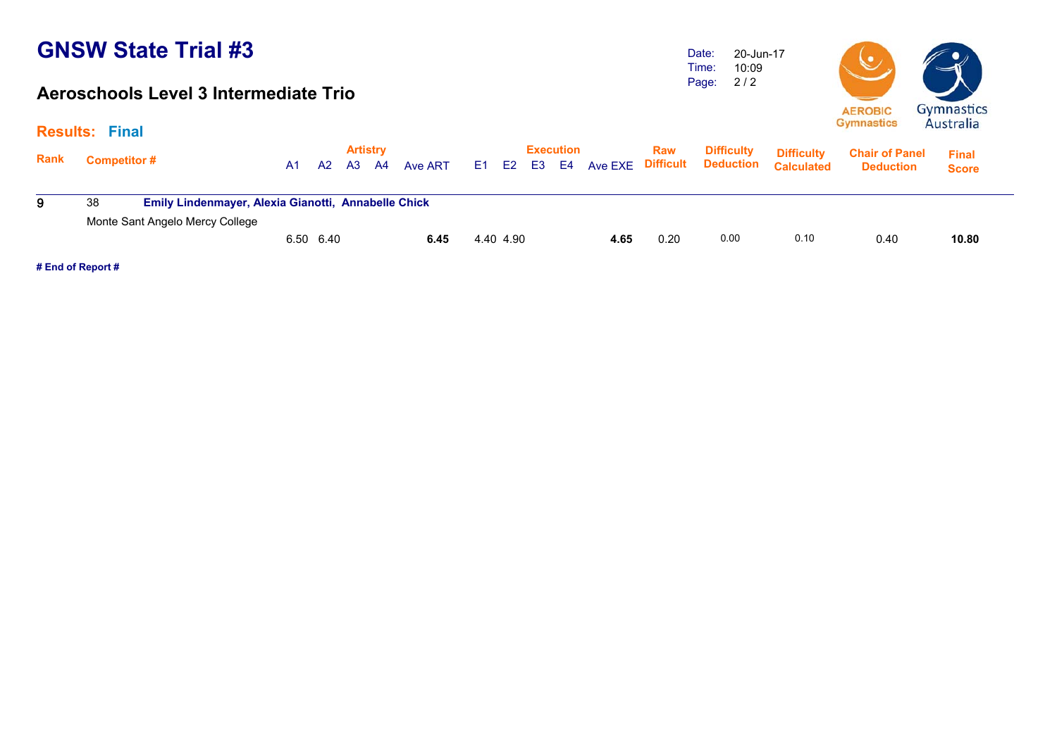# GNSW State Trial #3

## Aeroschools Level 3 Intermediate Trio

Date: 20-Jun-17
Time: 10:09
Page: 2 / 2

**Results: Final**

| Rank | Competitor # | A1 | A2 | A3 | A4 | Ave ART | E1 | E2 | E3 | E4 | Ave EXE | Raw Difficult | Difficulty Deduction | Difficulty Calculated | Chair of Panel Deduction | Final Score |
|---|---|---|---|---|---|---|---|---|---|---|---|---|---|---|---|---|
| | | Artistry | | | | | Execution | | | | | | | | | |
| 9 | 38 **Emily Lindenmayer, Alexia Gianotti, Annabelle Chick** Monte Sant Angelo Mercy College | 6.50 | 6.40 | | | **6.45** | 4.40 | 4.90 | | | **4.65** | 0.20 | 0.00 | 0.10 | 0.40 | **10.80** |

**# End of Report #**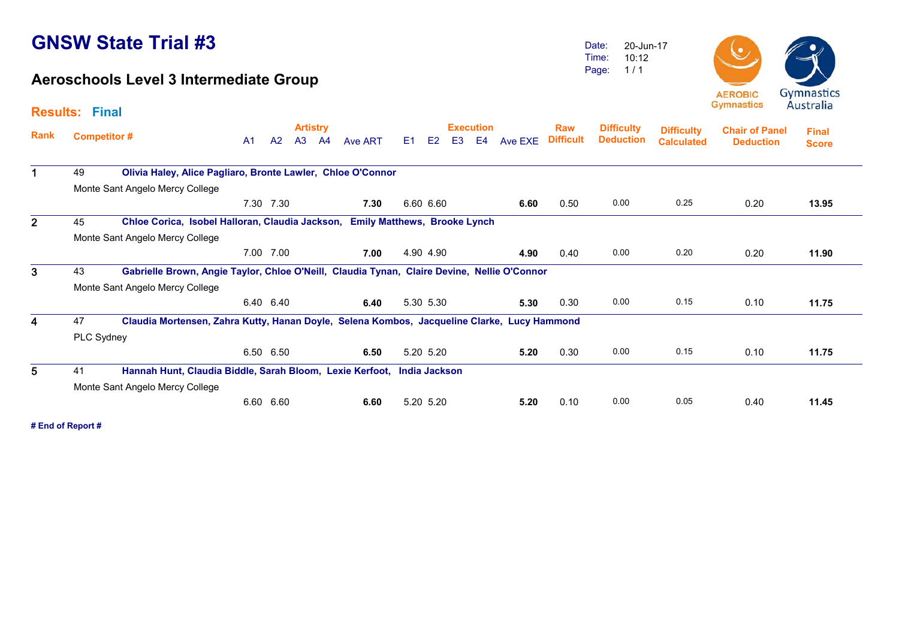# GNSW State Trial #3

## Aeroschools Level 3 Intermediate Group

Date: 20-Jun-17
Time: 10:12
Page: 1 / 1

**Results: Final**

| Rank | Competitor # | A1 | A2 | A3 | A4 | Ave ART | E1 | E2 | E3 | E4 | Ave EXE | Raw Difficult | Difficulty Deduction | Difficulty Calculated | Chair of Panel Deduction | Final Score |
|---|---|---|---|---|---|---|---|---|---|---|---|---|---|---|---|---|
| | | Artistry | | | | | Execution | | | | | | | | | |
| 1 | 49 **Olivia Haley, Alice Pagliaro, Bronte Lawler, Chloe O'Connor** Monte Sant Angelo Mercy College | 7.30 | 7.30 | | | **7.30** | 6.60 | 6.60 | | | **6.60** | 0.50 | 0.00 | 0.25 | 0.20 | **13.95** |
| 2 | 45 **Chloe Corica, Isobel Halloran, Claudia Jackson, Emily Matthews, Brooke Lynch** Monte Sant Angelo Mercy College | 7.00 | 7.00 | | | **7.00** | 4.90 | 4.90 | | | **4.90** | 0.40 | 0.00 | 0.20 | 0.20 | **11.90** |
| 3 | 43 **Gabrielle Brown, Angie Taylor, Chloe O'Neill, Claudia Tynan, Claire Devine, Nellie O'Connor** Monte Sant Angelo Mercy College | 6.40 | 6.40 | | | **6.40** | 5.30 | 5.30 | | | **5.30** | 0.30 | 0.00 | 0.15 | 0.10 | **11.75** |
| 4 | 47 **Claudia Mortensen, Zahra Kutty, Hanan Doyle, Selena Kombos, Jacqueline Clarke, Lucy Hammond** PLC Sydney | 6.50 | 6.50 | | | **6.50** | 5.20 | 5.20 | | | **5.20** | 0.30 | 0.00 | 0.15 | 0.10 | **11.75** |
| 5 | 41 **Hannah Hunt, Claudia Biddle, Sarah Bloom, Lexie Kerfoot, India Jackson** Monte Sant Angelo Mercy College | 6.60 | 6.60 | | | **6.60** | 5.20 | 5.20 | | | **5.20** | 0.10 | 0.00 | 0.05 | 0.40 | **11.45** |

**# End of Report #**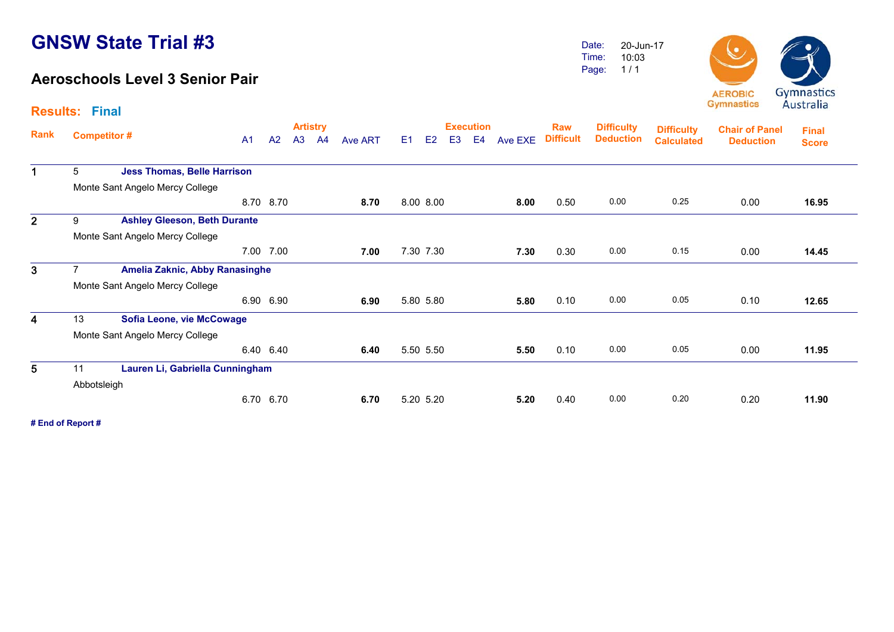# GNSW State Trial #3

## Aeroschools Level 3 Senior Pair

Date: 20-Jun-17
Time: 10:03
Page: 1 / 1

**Results: Final**

| Rank | Competitor # | | Artistry A1 | A2 | A3 | A4 | Ave ART | Execution E1 | E2 | E3 | E4 | Ave EXE | Raw Difficult | Difficulty Deduction | Difficulty Calculated | Chair of Panel Deduction | Final Score |
|---|---|---|---|---|---|---|---|---|---|---|---|---|---|---|---|---|---|
| 1 | 5 | **Jess Thomas, Belle Harrison** | | | | | | | | | | | | | | | |
| | Monte Sant Angelo Mercy College | | 8.70 | 8.70 | | | **8.70** | 8.00 | 8.00 | | | **8.00** | 0.50 | 0.00 | 0.25 | 0.00 | **16.95** |
| 2 | 9 | **Ashley Gleeson, Beth Durante** | | | | | | | | | | | | | | | |
| | Monte Sant Angelo Mercy College | | 7.00 | 7.00 | | | **7.00** | 7.30 | 7.30 | | | **7.30** | 0.30 | 0.00 | 0.15 | 0.00 | **14.45** |
| 3 | 7 | **Amelia Zaknic, Abby Ranasinghe** | | | | | | | | | | | | | | | |
| | Monte Sant Angelo Mercy College | | 6.90 | 6.90 | | | **6.90** | 5.80 | 5.80 | | | **5.80** | 0.10 | 0.00 | 0.05 | 0.10 | **12.65** |
| 4 | 13 | **Sofia Leone, vie McCowage** | | | | | | | | | | | | | | | |
| | Monte Sant Angelo Mercy College | | 6.40 | 6.40 | | | **6.40** | 5.50 | 5.50 | | | **5.50** | 0.10 | 0.00 | 0.05 | 0.00 | **11.95** |
| 5 | 11 | **Lauren Li, Gabriella Cunningham** | | | | | | | | | | | | | | | |
| | Abbotsleigh | | 6.70 | 6.70 | | | **6.70** | 5.20 | 5.20 | | | **5.20** | 0.40 | 0.00 | 0.20 | 0.20 | **11.90** |

**# End of Report #**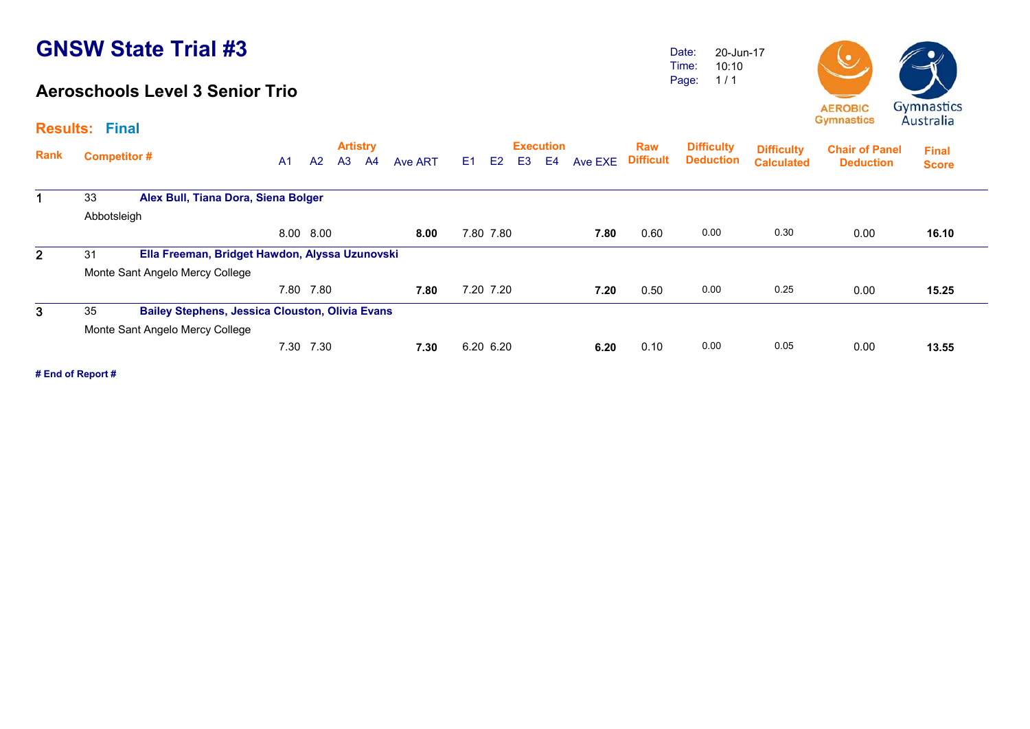# GNSW State Trial #3

## Aeroschools Level 3 Senior Trio

Date: 20-Jun-17
Time: 10:10
Page: 1 / 1

**Results: Final**

| Rank | Competitor # | | A1 | A2 | A3 | A4 | Ave ART | E1 | E2 | E3 | E4 | Ave EXE | Raw Difficult | Difficulty Deduction | Difficulty Calculated | Chair of Panel Deduction | Final Score |
|---|---|---|---|---|---|---|---|---|---|---|---|---|---|---|---|---|---|
| | | | Artistry | | | | | Execution | | | | | | | | | |
| 1 | 33 | **Alex Bull, Tiana Dora, Siena Bolger** | | | | | | | | | | | | | | | |
| | Abbotsleigh | | | | | | | | | | | | | | | | |
| | | | 8.00 | 8.00 | | | **8.00** | 7.80 | 7.80 | | | **7.80** | 0.60 | 0.00 | 0.30 | 0.00 | **16.10** |
| 2 | 31 | **Ella Freeman, Bridget Hawdon, Alyssa Uzunovski** | | | | | | | | | | | | | | | |
| | Monte Sant Angelo Mercy College | | | | | | | | | | | | | | | | |
| | | | 7.80 | 7.80 | | | **7.80** | 7.20 | 7.20 | | | **7.20** | 0.50 | 0.00 | 0.25 | 0.00 | **15.25** |
| 3 | 35 | **Bailey Stephens, Jessica Clouston, Olivia Evans** | | | | | | | | | | | | | | | |
| | Monte Sant Angelo Mercy College | | | | | | | | | | | | | | | | |
| | | | 7.30 | 7.30 | | | **7.30** | 6.20 | 6.20 | | | **6.20** | 0.10 | 0.00 | 0.05 | 0.00 | **13.55** |

**# End of Report #**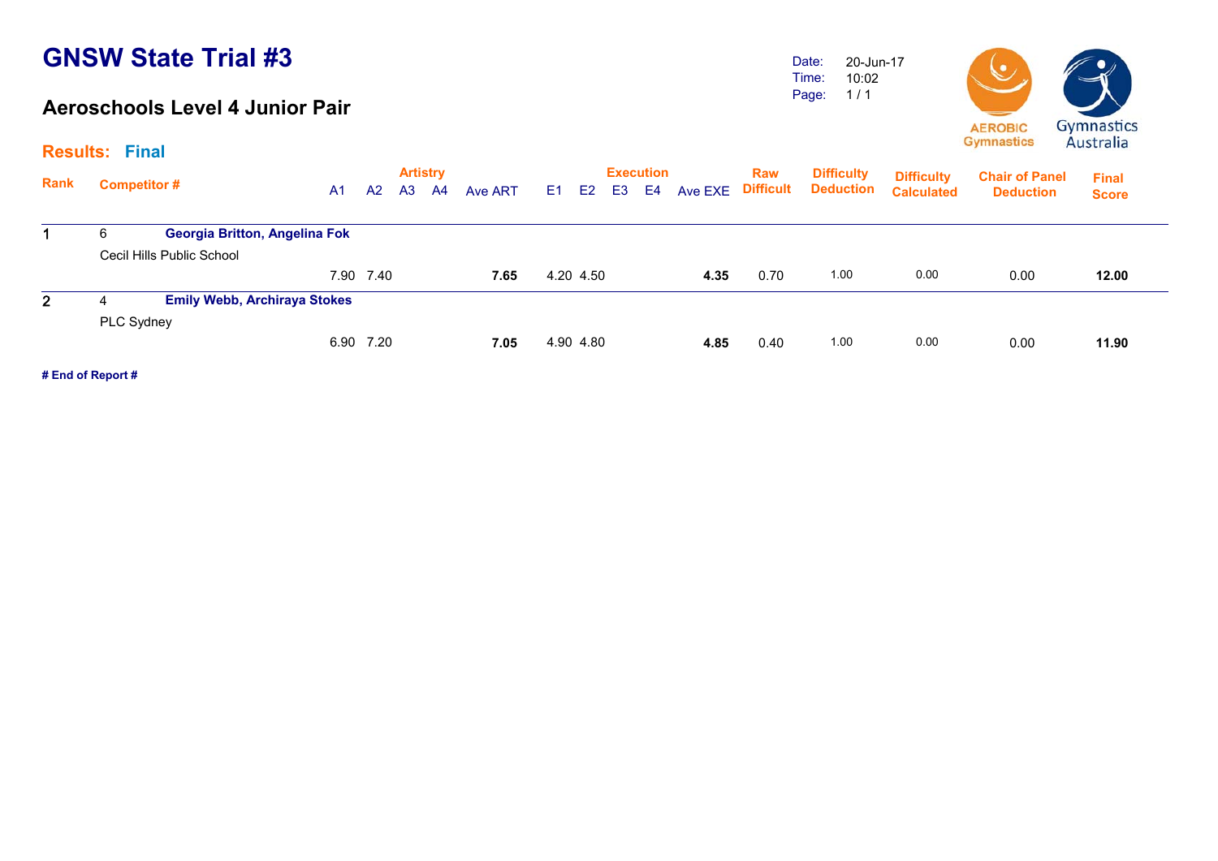# GNSW State Trial #3

## Aeroschools Level 4 Junior Pair

Date: 20-Jun-17
Time: 10:02
Page: 1 / 1

AEROBIC Gymnastics
Gymnastics Australia

**Results: Final**

| Rank | Competitor # | | Artistry | | | | | Execution | | | | | Raw Difficult | Difficulty Deduction | Difficulty Calculated | Chair of Panel Deduction | Final Score |
|---|---|---|---|---|---|---|---|---|---|---|---|---|---|---|---|---|---|
| | | | A1 | A2 | A3 | A4 | Ave ART | E1 | E2 | E3 | E4 | Ave EXE | | | | | |
| 1 | 6 | **Georgia Britton, Angelina Fok** | | | | | | | | | | | | | | | |
| | Cecil Hills Public School | | 7.90 | 7.40 | | | **7.65** | 4.20 | 4.50 | | | **4.35** | 0.70 | 1.00 | 0.00 | 0.00 | **12.00** |
| 2 | 4 | **Emily Webb, Archiraya Stokes** | | | | | | | | | | | | | | | |
| | PLC Sydney | | 6.90 | 7.20 | | | **7.05** | 4.90 | 4.80 | | | **4.85** | 0.40 | 1.00 | 0.00 | 0.00 | **11.90** |

**# End of Report #**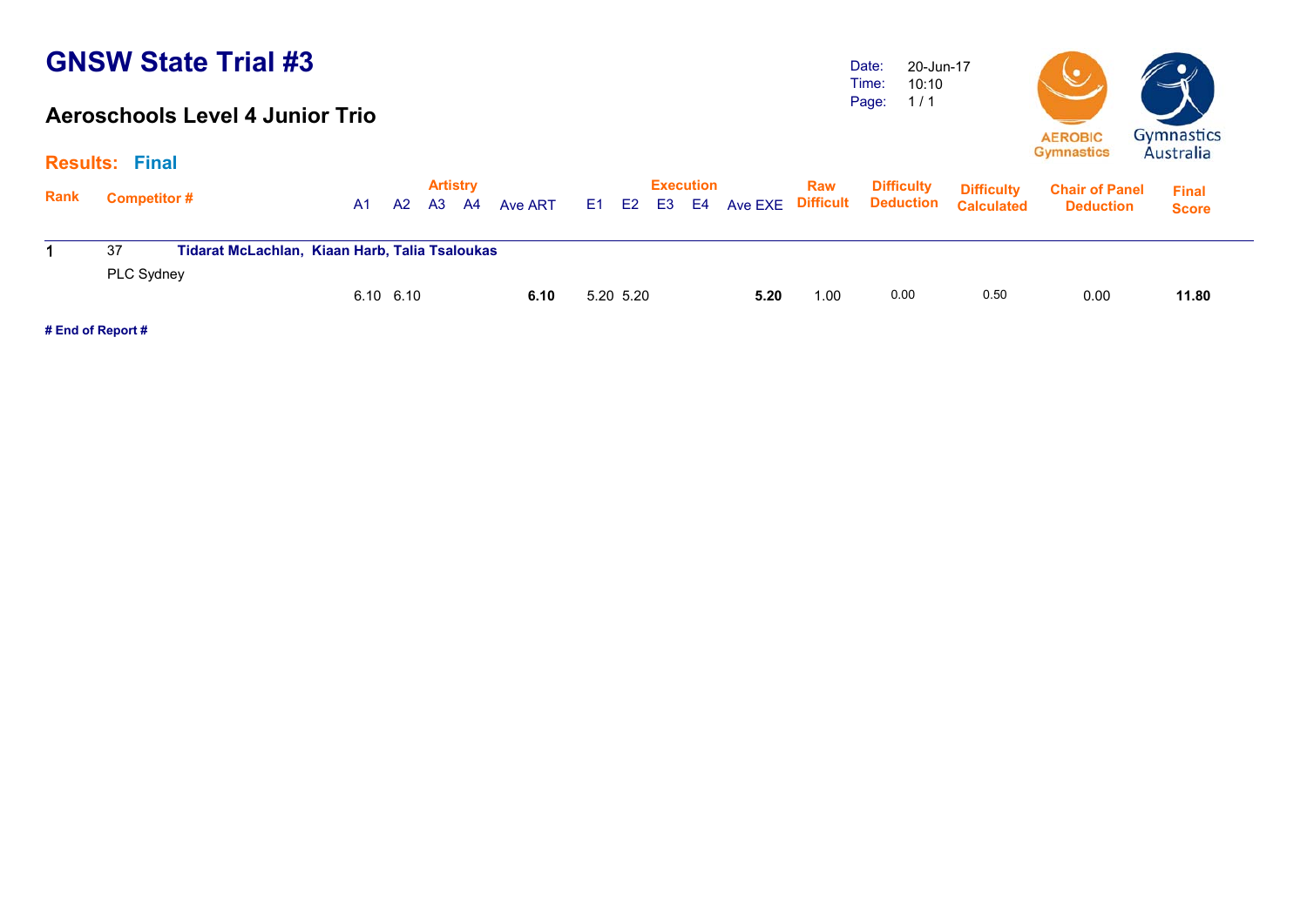# GNSW State Trial #3

## Aeroschools Level 4 Junior Trio

Date: 20-Jun-17
Time: 10:10
Page: 1 / 1

AEROBIC Gymnastics

Gymnastics Australia

**Results: Final**

| Rank | Competitor # | | Artistry A1 | A2 | A3 | A4 | Ave ART | Execution E1 | E2 | E3 | E4 | Ave EXE | Raw Difficult | Difficulty Deduction | Difficulty Calculated | Chair of Panel Deduction | Final Score |
|---|---|---|---|---|---|---|---|---|---|---|---|---|---|---|---|---|---|
| 1 | 37 | **Tidarat McLachlan, Kiaan Harb, Talia Tsaloukas** | | | | | | | | | | | | | | | |
| | PLC Sydney | | 6.10 | 6.10 | | | **6.10** | 5.20 | 5.20 | | | **5.20** | 1.00 | 0.00 | 0.50 | 0.00 | **11.80** |

**# End of Report #**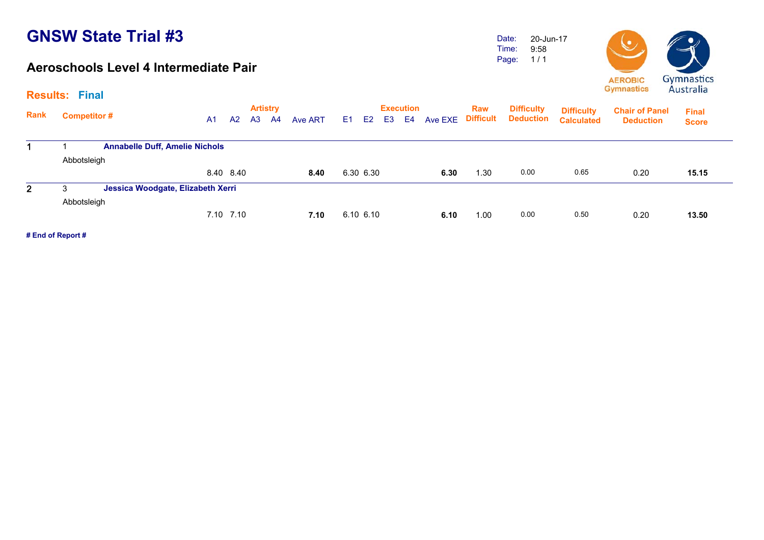# GNSW State Trial #3

## Aeroschools Level 4 Intermediate Pair

Date: 20-Jun-17
Time: 9:58
Page: 1 / 1

**Results: Final**

| Rank | Competitor # | | A1 | A2 | A3 | A4 | Ave ART | E1 | E2 | E3 | E4 | Ave EXE | Raw Difficult | Difficulty Deduction | Difficulty Calculated | Chair of Panel Deduction | Final Score |
|---|---|---|---|---|---|---|---|---|---|---|---|---|---|---|---|---|---|
| | | | Artistry | | | | | Execution | | | | | | | | | |
| 1 | 1 | **Annabelle Duff, Amelie Nichols** | | | | | | | | | | | | | | | |
| | Abbotsleigh | | | | | | | | | | | | | | | | |
| | | | 8.40 | 8.40 | | | **8.40** | 6.30 | 6.30 | | | **6.30** | 1.30 | 0.00 | 0.65 | 0.20 | **15.15** |
| 2 | 3 | **Jessica Woodgate, Elizabeth Xerri** | | | | | | | | | | | | | | | |
| | Abbotsleigh | | | | | | | | | | | | | | | | |
| | | | 7.10 | 7.10 | | | **7.10** | 6.10 | 6.10 | | | **6.10** | 1.00 | 0.00 | 0.50 | 0.20 | **13.50** |

**# End of Report #**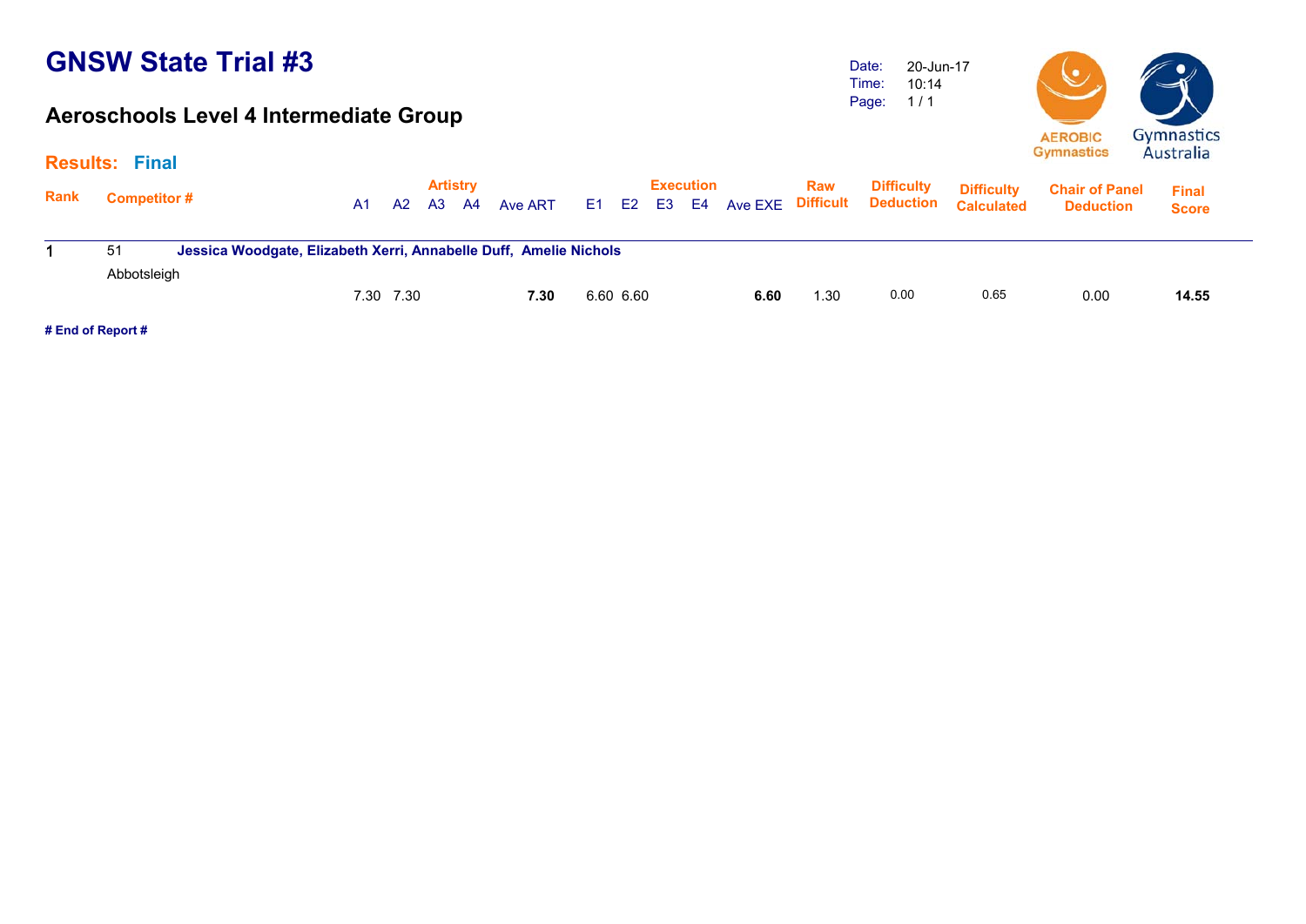# GNSW State Trial #3

## Aeroschools Level 4 Intermediate Group

Date: 20-Jun-17
Time: 10:14
Page: 1 / 1

AEROBIC Gymnastics

Gymnastics Australia

**Results: Final**

| Rank | Competitor # | | Artistry | | | | | Execution | | | | | Raw Difficult | Difficulty Deduction | Difficulty Calculated | Chair of Panel Deduction | Final Score |
|---|---|---|---|---|---|---|---|---|---|---|---|---|---|---|---|---|---|
| | | | A1 | A2 | A3 | A4 | Ave ART | E1 | E2 | E3 | E4 | Ave EXE | | | | | |
| 1 | 51 | **Jessica Woodgate, Elizabeth Xerri, Annabelle Duff, Amelie Nichols** | | | | | | | | | | | | | | | |
| | Abbotsleigh | | 7.30 | 7.30 | | | **7.30** | 6.60 | 6.60 | | | **6.60** | 1.30 | 0.00 | 0.65 | 0.00 | **14.55** |

**# End of Report #**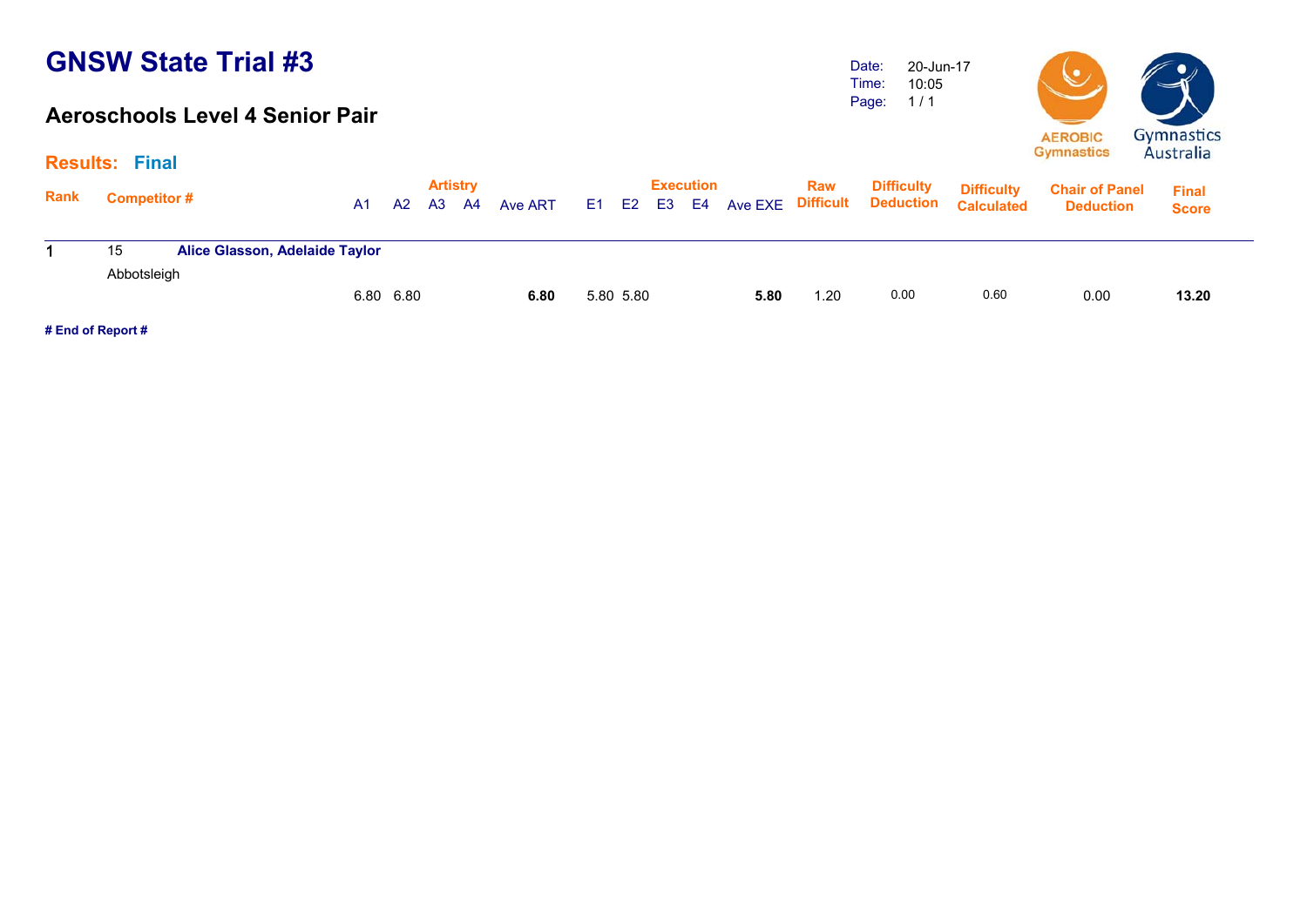# GNSW State Trial #3

Date: 20-Jun-17
Time: 10:05
Page: 1 / 1

## Aeroschools Level 4 Senior Pair

### Results: Final

| Rank | Competitor # | | Artistry A1 | A2 | A3 | A4 | Ave ART | Execution E1 | E2 | E3 | E4 | Ave EXE | Raw Difficult | Difficulty Deduction | Difficulty Calculated | Chair of Panel Deduction | Final Score |
|---|---|---|---|---|---|---|---|---|---|---|---|---|---|---|---|---|---|
| 1 | 15 | **Alice Glasson, Adelaide Taylor** | | | | | | | | | | | | | | | |
| | Abbotsleigh | | 6.80 | 6.80 | | | **6.80** | 5.80 | 5.80 | | | **5.80** | 1.20 | 0.00 | 0.60 | 0.00 | **13.20** |

**# End of Report #**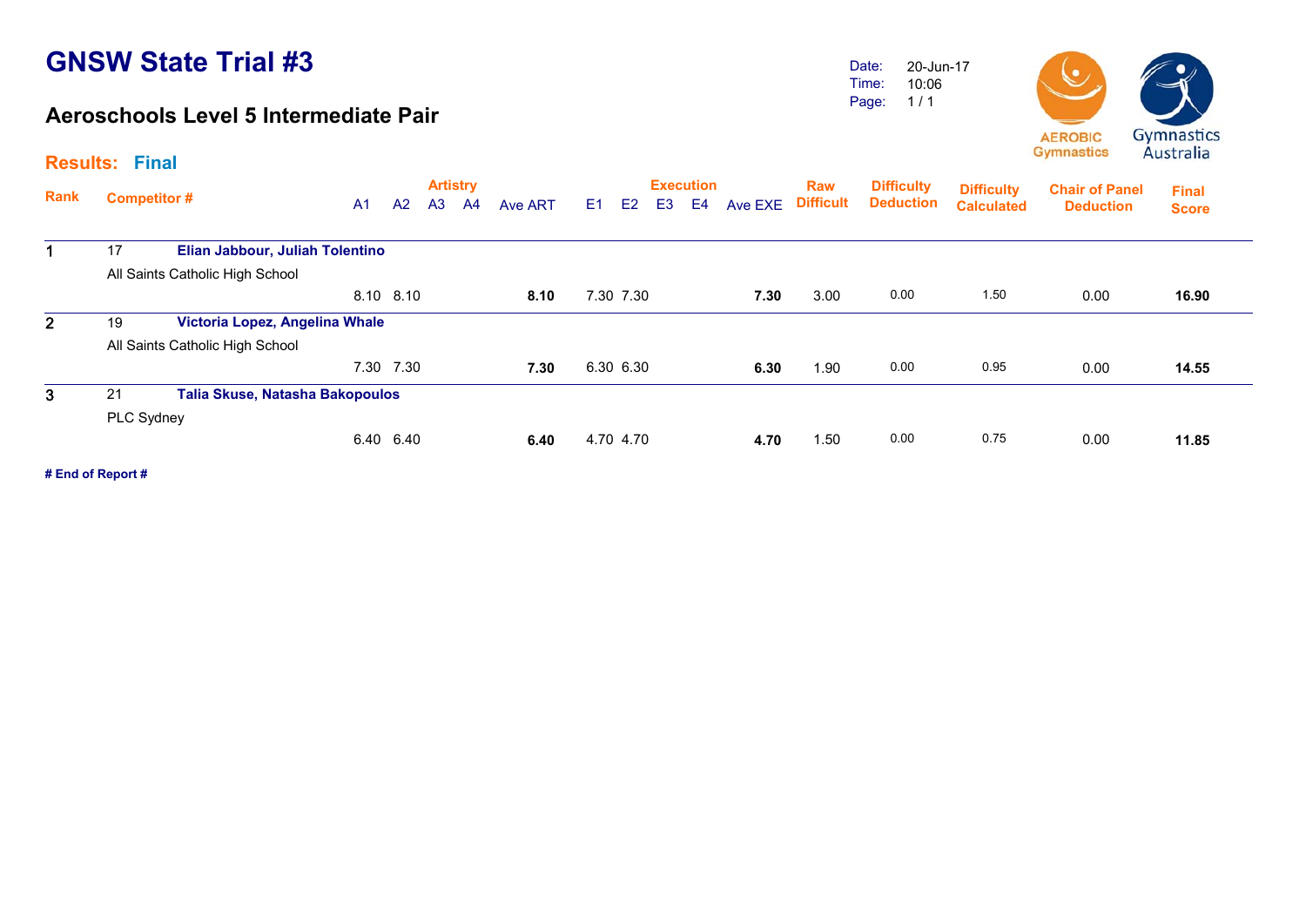# GNSW State Trial #3

## Aeroschools Level 5 Intermediate Pair

Date: 20-Jun-17
Time: 10:06

**Results: Final**

| Rank | Competitor # | | Artistry | | | | Ave ART | Execution | | | | Ave EXE | Raw Difficult | Difficulty Deduction | Difficulty Calculated | Chair of Panel Deduction | Final Score |
|---|---|---|---|---|---|---|---|---|---|---|---|---|---|---|---|---|---|
| | | | A1 | A2 | A3 | A4 | | E1 | E2 | E3 | E4 | | | | | | |
| 1 | 17 | **Elian Jabbour, Juliah Tolentino** | | | | | | | | | | | | | | | |
| | All Saints Catholic High School | | 8.10 | 8.10 | | | **8.10** | 7.30 | 7.30 | | | **7.30** | 3.00 | 0.00 | 1.50 | 0.00 | **16.90** |
| 2 | 19 | **Victoria Lopez, Angelina Whale** | | | | | | | | | | | | | | | |
| | All Saints Catholic High School | | 7.30 | 7.30 | | | **7.30** | 6.30 | 6.30 | | | **6.30** | 1.90 | 0.00 | 0.95 | 0.00 | **14.55** |
| 3 | 21 | **Talia Skuse, Natasha Bakopoulos** | | | | | | | | | | | | | | | |
| | PLC Sydney | | 6.40 | 6.40 | | | **6.40** | 4.70 | 4.70 | | | **4.70** | 1.50 | 0.00 | 0.75 | 0.00 | **11.85** |

**# End of Report #**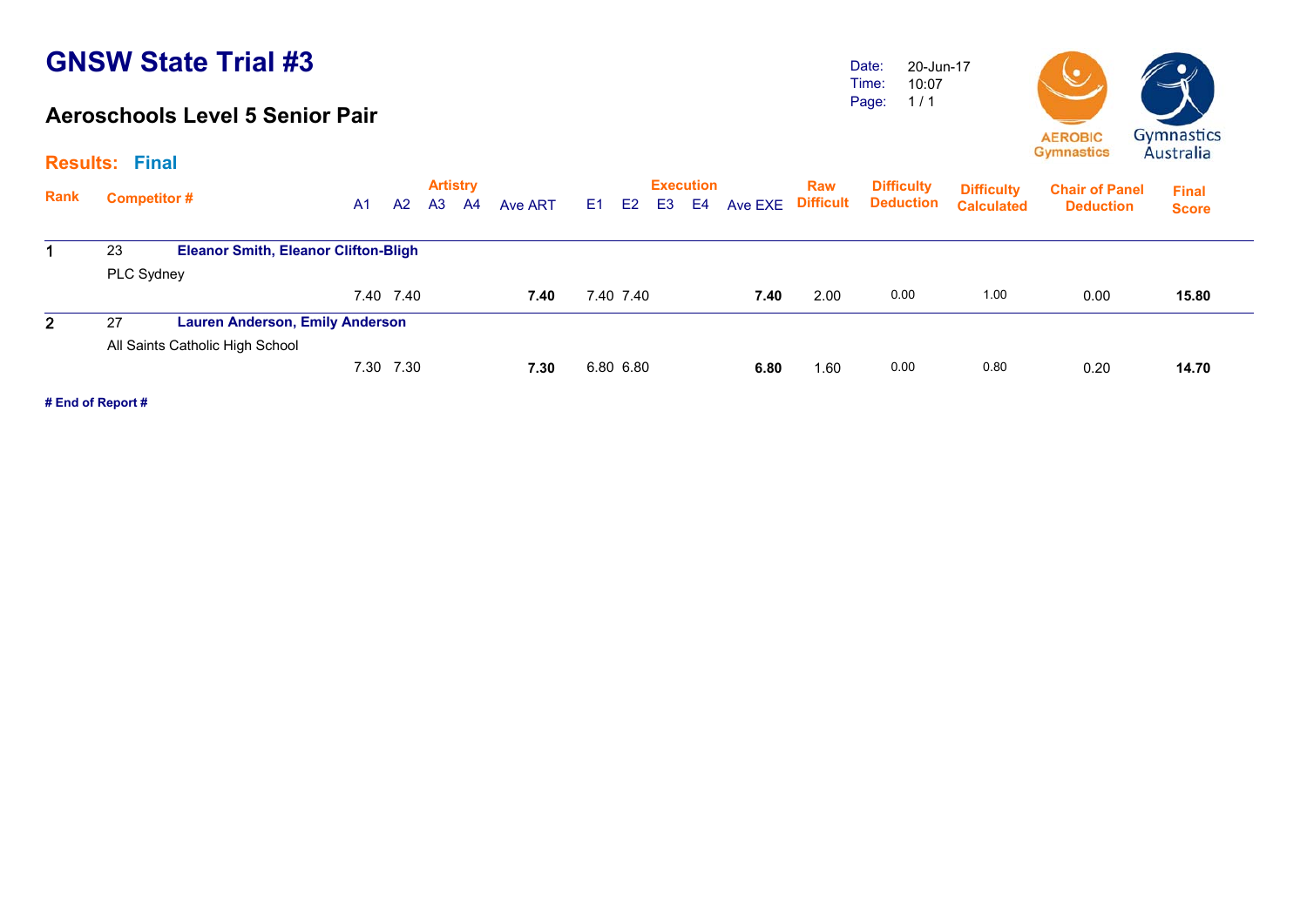# GNSW State Trial #3

## Aeroschools Level 5 Senior Pair

Date: 20-Jun-17
Time: 10:07
Page: 1 / 1

AEROBIC Gymnastics    Gymnastics Australia

### Results: Final

| Rank | Competitor # | | Artistry | | | | | Execution | | | | | Raw Difficult | Difficulty Deduction | Difficulty Calculated | Chair of Panel Deduction | Final Score |
|---|---|---|---|---|---|---|---|---|---|---|---|---|---|---|---|---|---|
| | | | A1 | A2 | A3 | A4 | Ave ART | E1 | E2 | E3 | E4 | Ave EXE | | | | | |
| 1 | 23 | Eleanor Smith, Eleanor Clifton-Bligh | | | | | | | | | | | | | | | |
| | PLC Sydney | | | | | | | | | | | | | | | | |
| | | | 7.40 | 7.40 | | | **7.40** | 7.40 | 7.40 | | | **7.40** | 2.00 | 0.00 | 1.00 | 0.00 | **15.80** |
| 2 | 27 | Lauren Anderson, Emily Anderson | | | | | | | | | | | | | | | |
| | All Saints Catholic High School | | | | | | | | | | | | | | | | |
| | | | 7.30 | 7.30 | | | **7.30** | 6.80 | 6.80 | | | **6.80** | 1.60 | 0.00 | 0.80 | 0.20 | **14.70** |

**# End of Report #**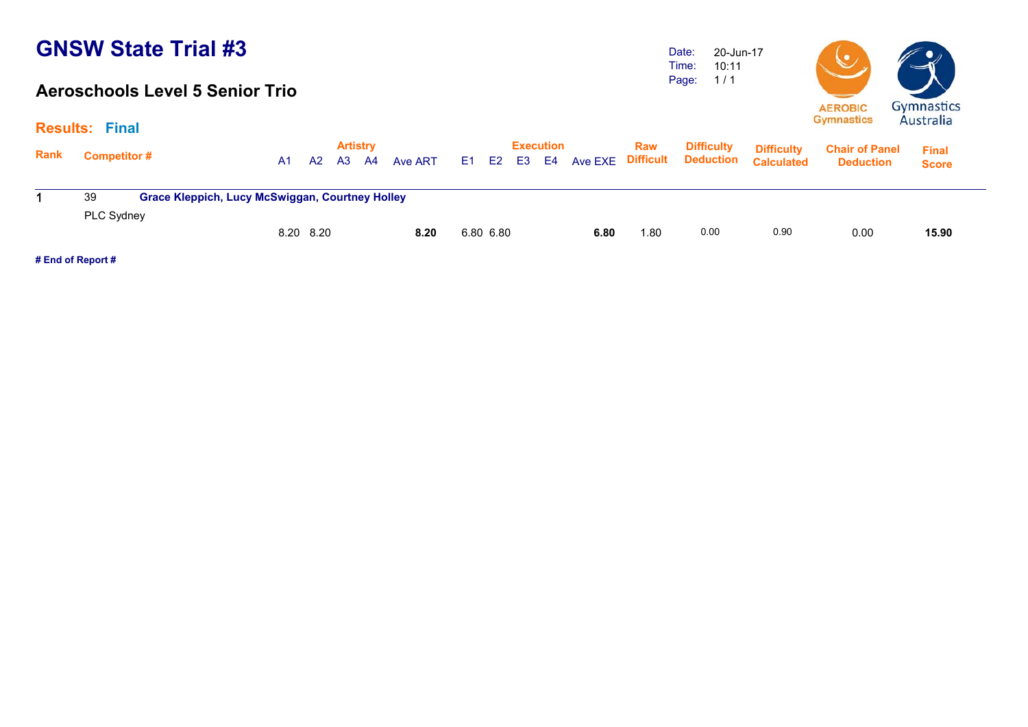# GNSW State Trial #3

## Aeroschools Level 5 Senior Trio

Date: 20-Jun-17
Time: 10:11
Page: 1 / 1

**Results: Final**

| Rank | Competitor # | | Artistry A1 | A2 | A3 | A4 | Ave ART | Execution E1 | E2 | E3 | E4 | Ave EXE | Raw Difficult | Difficulty Deduction | Difficulty Calculated | Chair of Panel Deduction | Final Score |
|---|---|---|---|---|---|---|---|---|---|---|---|---|---|---|---|---|---|
| 1 | 39 | **Grace Kleppich, Lucy McSwiggan, Courtney Holley** | | | | | | | | | | | | | | | |
| | PLC Sydney | | 8.20 | 8.20 | | | **8.20** | 6.80 | 6.80 | | | **6.80** | 1.80 | 0.00 | 0.90 | 0.00 | **15.90** |

**# End of Report #**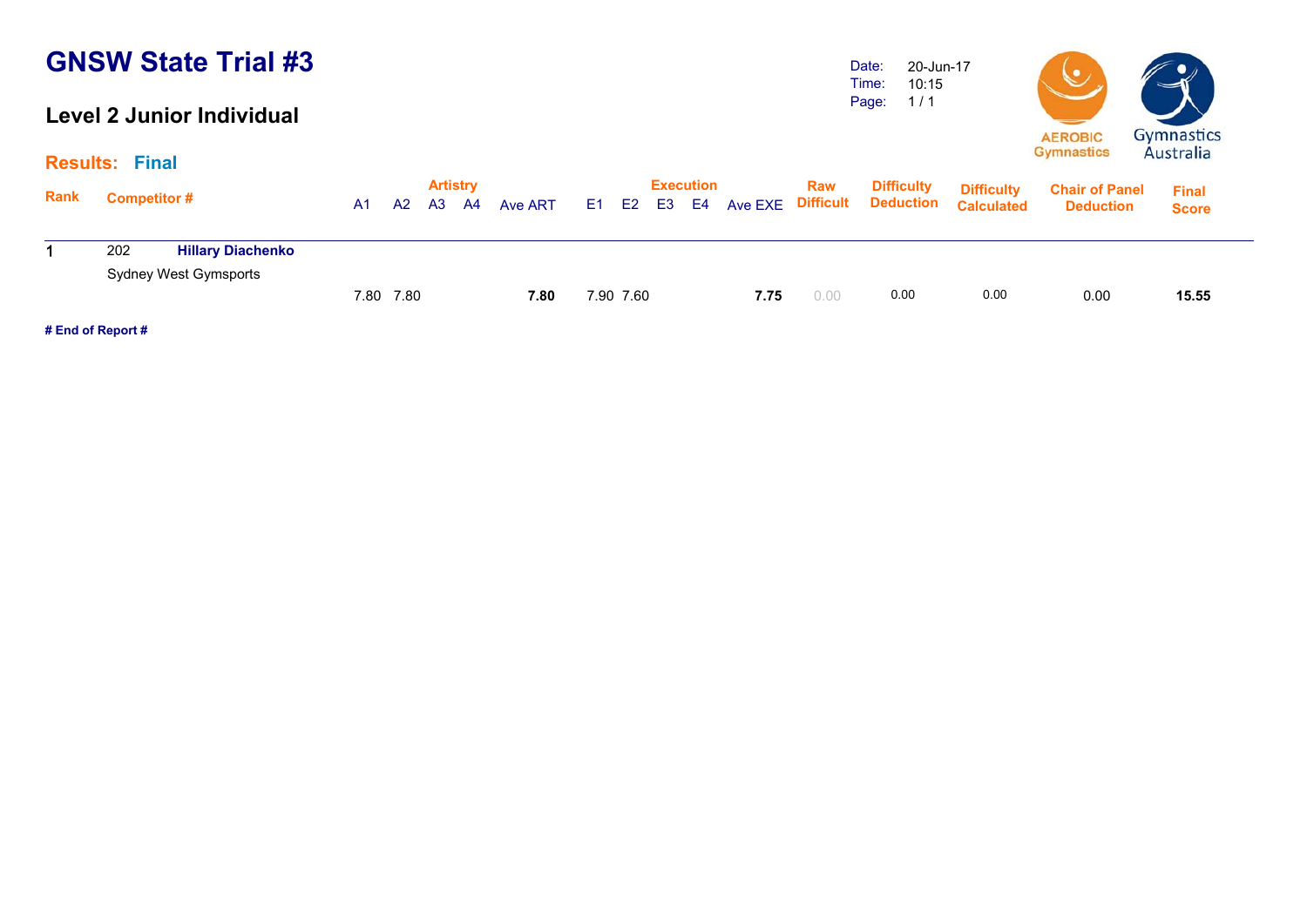# GNSW State Trial #3

## Level 2 Junior Individual

Date: 20-Jun-17
Time: 10:15

**Results: Final**

| Rank | Competitor # | | A1 | A2 | A3 | A4 | Ave ART | E1 | E2 | E3 | E4 | Ave EXE | Raw Difficult | Difficulty Deduction | Difficulty Calculated | Chair of Panel Deduction | Final Score |
|---|---|---|---|---|---|---|---|---|---|---|---|---|---|---|---|---|---|
| | | | Artistry | | | | | Execution | | | | | | | | | |
| 1 | 202 | **Hillary Diachenko** Sydney West Gymsports | 7.80 | 7.80 | | | **7.80** | 7.90 | 7.60 | | | **7.75** | 0.00 | 0.00 | 0.00 | 0.00 | **15.55** |

**# End of Report #**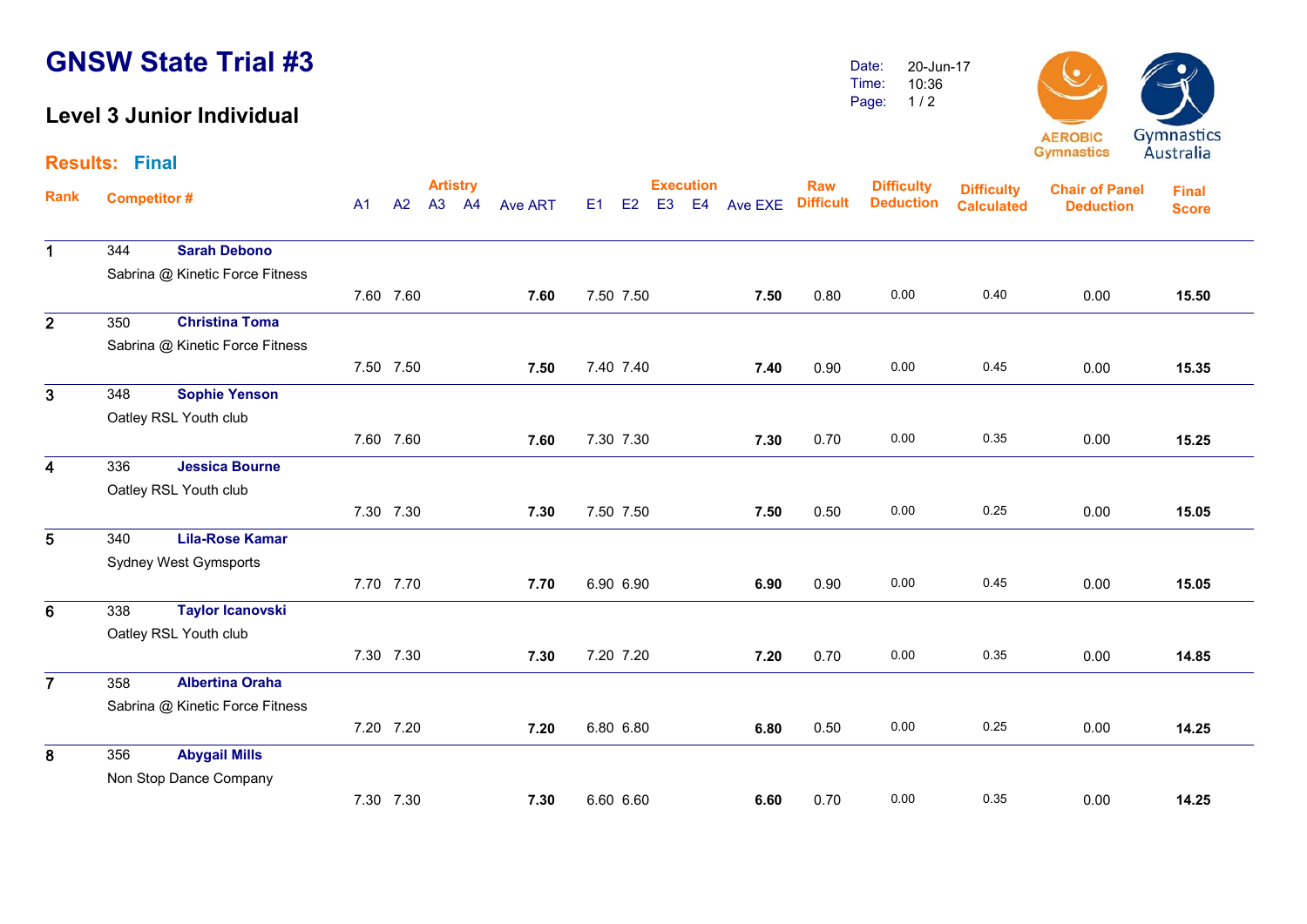# GNSW State Trial #3

## Level 3 Junior Individual

Date: 20-Jun-17
Time: 10:36

**Results: Final**

| Rank | Competitor # | | A1 | A2 | A3 | A4 | Ave ART | E1 | E2 | E3 | E4 | Ave EXE | Raw Difficult | Difficulty Deduction | Difficulty Calculated | Chair of Panel Deduction | Final Score |
|---|---|---|---|---|---|---|---|---|---|---|---|---|---|---|---|---|---|
| 1 | 344 | **Sarah Debono** Sabrina @ Kinetic Force Fitness | 7.60 | 7.60 | | | **7.60** | 7.50 | 7.50 | | | **7.50** | 0.80 | 0.00 | 0.40 | 0.00 | **15.50** |
| 2 | 350 | **Christina Toma** Sabrina @ Kinetic Force Fitness | 7.50 | 7.50 | | | **7.50** | 7.40 | 7.40 | | | **7.40** | 0.90 | 0.00 | 0.45 | 0.00 | **15.35** |
| 3 | 348 | **Sophie Yenson** Oatley RSL Youth club | 7.60 | 7.60 | | | **7.60** | 7.30 | 7.30 | | | **7.30** | 0.70 | 0.00 | 0.35 | 0.00 | **15.25** |
| 4 | 336 | **Jessica Bourne** Oatley RSL Youth club | 7.30 | 7.30 | | | **7.30** | 7.50 | 7.50 | | | **7.50** | 0.50 | 0.00 | 0.25 | 0.00 | **15.05** |
| 5 | 340 | **Lila-Rose Kamar** Sydney West Gymsports | 7.70 | 7.70 | | | **7.70** | 6.90 | 6.90 | | | **6.90** | 0.90 | 0.00 | 0.45 | 0.00 | **15.05** |
| 6 | 338 | **Taylor Icanovski** Oatley RSL Youth club | 7.30 | 7.30 | | | **7.30** | 7.20 | 7.20 | | | **7.20** | 0.70 | 0.00 | 0.35 | 0.00 | **14.85** |
| 7 | 358 | **Albertina Oraha** Sabrina @ Kinetic Force Fitness | 7.20 | 7.20 | | | **7.20** | 6.80 | 6.80 | | | **6.80** | 0.50 | 0.00 | 0.25 | 0.00 | **14.25** |
| 8 | 356 | **Abygail Mills** Non Stop Dance Company | 7.30 | 7.30 | | | **7.30** | 6.60 | 6.60 | | | **6.60** | 0.70 | 0.00 | 0.35 | 0.00 | **14.25** |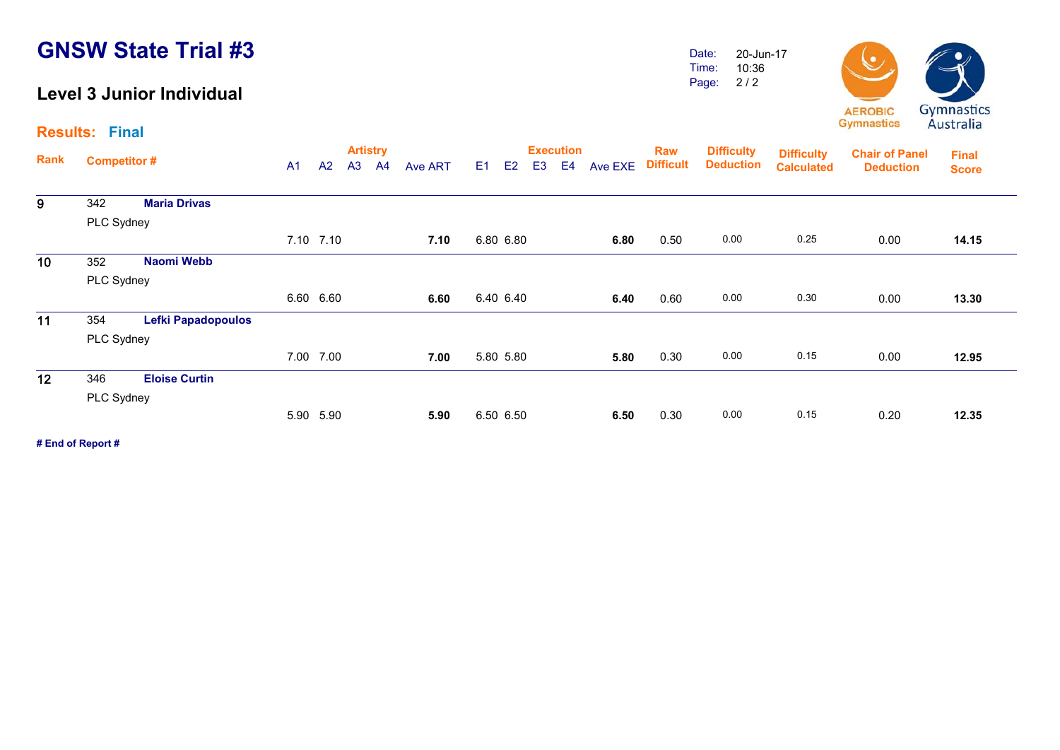# GNSW State Trial #3

## Level 3 Junior Individual

Date: 20-Jun-17
Time: 10:36
Page: 2 / 2

**Results: Final**

| Rank | Competitor # | | A1 | A2 | A3 | A4 | Ave ART | E1 | E2 | E3 | E4 | Ave EXE | Raw Difficult | Difficulty Deduction | Difficulty Calculated | Chair of Panel Deduction | Final Score |
|---|---|---|---|---|---|---|---|---|---|---|---|---|---|---|---|---|---|
| | | | Artistry | | | | | Execution | | | | | | | | | |
| 9 | 342 | **Maria Drivas** | | | | | | | | | | | | | | | |
| | PLC Sydney | | | | | | | | | | | | | | | | |
| | | | 7.10 | 7.10 | | | **7.10** | 6.80 | 6.80 | | | **6.80** | 0.50 | 0.00 | 0.25 | 0.00 | **14.15** |
| 10 | 352 | **Naomi Webb** | | | | | | | | | | | | | | | |
| | PLC Sydney | | | | | | | | | | | | | | | | |
| | | | 6.60 | 6.60 | | | **6.60** | 6.40 | 6.40 | | | **6.40** | 0.60 | 0.00 | 0.30 | 0.00 | **13.30** |
| 11 | 354 | **Lefki Papadopoulos** | | | | | | | | | | | | | | | |
| | PLC Sydney | | | | | | | | | | | | | | | | |
| | | | 7.00 | 7.00 | | | **7.00** | 5.80 | 5.80 | | | **5.80** | 0.30 | 0.00 | 0.15 | 0.00 | **12.95** |
| 12 | 346 | **Eloise Curtin** | | | | | | | | | | | | | | | |
| | PLC Sydney | | | | | | | | | | | | | | | | |
| | | | 5.90 | 5.90 | | | **5.90** | 6.50 | 6.50 | | | **6.50** | 0.30 | 0.00 | 0.15 | 0.20 | **12.35** |

**# End of Report #**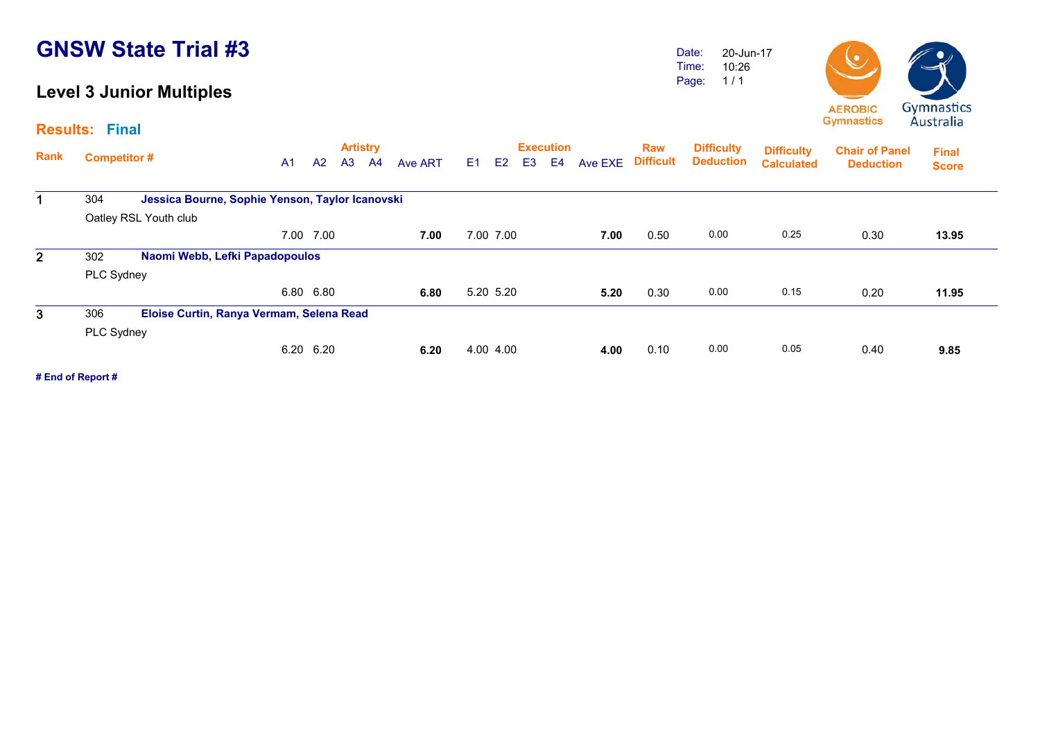# GNSW State Trial #3

## Level 3 Junior Multiples

Date: 20-Jun-17
Time: 10:26
Page: 1 / 1

**Results: Final**

| Rank | Competitor # | A1 | A2 | A3 | A4 | Ave ART | E1 | E2 | E3 | E4 | Ave EXE | Raw Difficult | Difficulty Deduction | Difficulty Calculated | Chair of Panel Deduction | Final Score |
|---|---|---|---|---|---|---|---|---|---|---|---|---|---|---|---|---|
| | | Artistry | | | | | Execution | | | | | | | | | |
| 1 | 304 **Jessica Bourne, Sophie Yenson, Taylor Icanovski**<br>Oatley RSL Youth club | 7.00 | 7.00 | | | **7.00** | 7.00 | 7.00 | | | **7.00** | 0.50 | 0.00 | 0.25 | 0.30 | **13.95** |
| 2 | 302 **Naomi Webb, Lefki Papadopoulos**<br>PLC Sydney | 6.80 | 6.80 | | | **6.80** | 5.20 | 5.20 | | | **5.20** | 0.30 | 0.00 | 0.15 | 0.20 | **11.95** |
| 3 | 306 **Eloise Curtin, Ranya Vermam, Selena Read**<br>PLC Sydney | 6.20 | 6.20 | | | **6.20** | 4.00 | 4.00 | | | **4.00** | 0.10 | 0.00 | 0.05 | 0.40 | **9.85** |

**# End of Report #**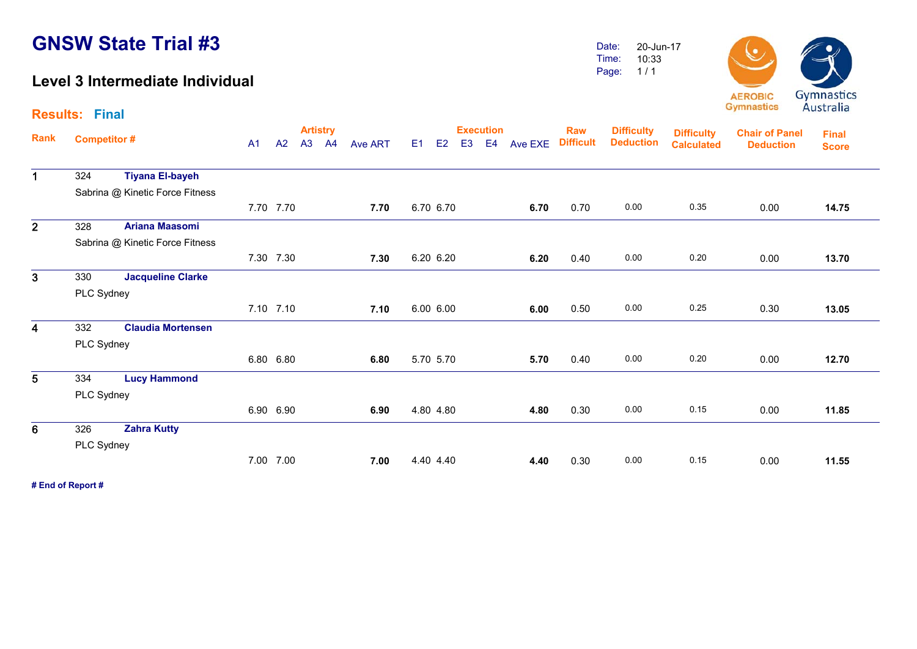# GNSW State Trial #3

## Level 3 Intermediate Individual

Date: 20-Jun-17
Time: 10:33
Page: 1 / 1

AEROBIC Gymnastics | Gymnastics Australia

**Results: Final**

| Rank | Competitor # | | A1 | A2 | A3 | A4 | Ave ART | E1 | E2 | E3 | E4 | Ave EXE | Raw Difficult | Difficulty Deduction | Difficulty Calculated | Chair of Panel Deduction | Final Score |
|---|---|---|---|---|---|---|---|---|---|---|---|---|---|---|---|---|---|
| | | | Artistry | | | | | Execution | | | | | | | | | |
| 1 | 324 | **Tiyana El-bayeh** | | | | | | | | | | | | | | | |
| | Sabrina @ Kinetic Force Fitness | | 7.70 | 7.70 | | | **7.70** | 6.70 | 6.70 | | | **6.70** | 0.70 | 0.00 | 0.35 | 0.00 | **14.75** |
| 2 | 328 | **Ariana Maasomi** | | | | | | | | | | | | | | | |
| | Sabrina @ Kinetic Force Fitness | | 7.30 | 7.30 | | | **7.30** | 6.20 | 6.20 | | | **6.20** | 0.40 | 0.00 | 0.20 | 0.00 | **13.70** |
| 3 | 330 | **Jacqueline Clarke** | | | | | | | | | | | | | | | |
| | PLC Sydney | | 7.10 | 7.10 | | | **7.10** | 6.00 | 6.00 | | | **6.00** | 0.50 | 0.00 | 0.25 | 0.30 | **13.05** |
| 4 | 332 | **Claudia Mortensen** | | | | | | | | | | | | | | | |
| | PLC Sydney | | 6.80 | 6.80 | | | **6.80** | 5.70 | 5.70 | | | **5.70** | 0.40 | 0.00 | 0.20 | 0.00 | **12.70** |
| 5 | 334 | **Lucy Hammond** | | | | | | | | | | | | | | | |
| | PLC Sydney | | 6.90 | 6.90 | | | **6.90** | 4.80 | 4.80 | | | **4.80** | 0.30 | 0.00 | 0.15 | 0.00 | **11.85** |
| 6 | 326 | **Zahra Kutty** | | | | | | | | | | | | | | | |
| | PLC Sydney | | 7.00 | 7.00 | | | **7.00** | 4.40 | 4.40 | | | **4.40** | 0.30 | 0.00 | 0.15 | 0.00 | **11.55** |

**# End of Report #**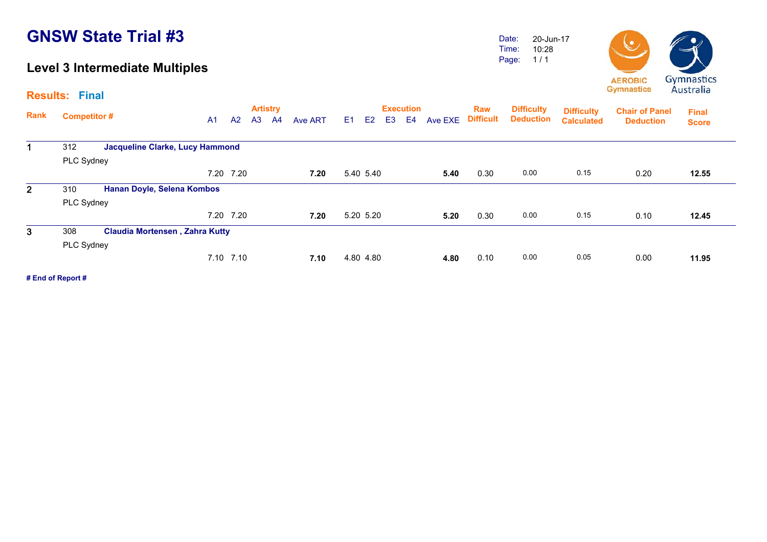# GNSW State Trial #3

## Level 3 Intermediate Multiples

Date: 20-Jun-17
Time: 10:28
Page: 1 / 1

AEROBIC Gymnastics | Gymnastics Australia

**Results: Final**

| Rank | Competitor # | | Artistry A1 | A2 | A3 | A4 | Ave ART | Execution E1 | E2 | E3 | E4 | Ave EXE | Raw Difficult | Difficulty Deduction | Difficulty Calculated | Chair of Panel Deduction | Final Score |
|---|---|---|---|---|---|---|---|---|---|---|---|---|---|---|---|---|---|
| 1 | 312 | **Jacqueline Clarke, Lucy Hammond** PLC Sydney | 7.20 | 7.20 | | | **7.20** | 5.40 | 5.40 | | | **5.40** | 0.30 | 0.00 | 0.15 | 0.20 | **12.55** |
| 2 | 310 | **Hanan Doyle, Selena Kombos** PLC Sydney | 7.20 | 7.20 | | | **7.20** | 5.20 | 5.20 | | | **5.20** | 0.30 | 0.00 | 0.15 | 0.10 | **12.45** |
| 3 | 308 | **Claudia Mortensen , Zahra Kutty** PLC Sydney | 7.10 | 7.10 | | | **7.10** | 4.80 | 4.80 | | | **4.80** | 0.10 | 0.00 | 0.05 | 0.00 | **11.95** |

**# End of Report #**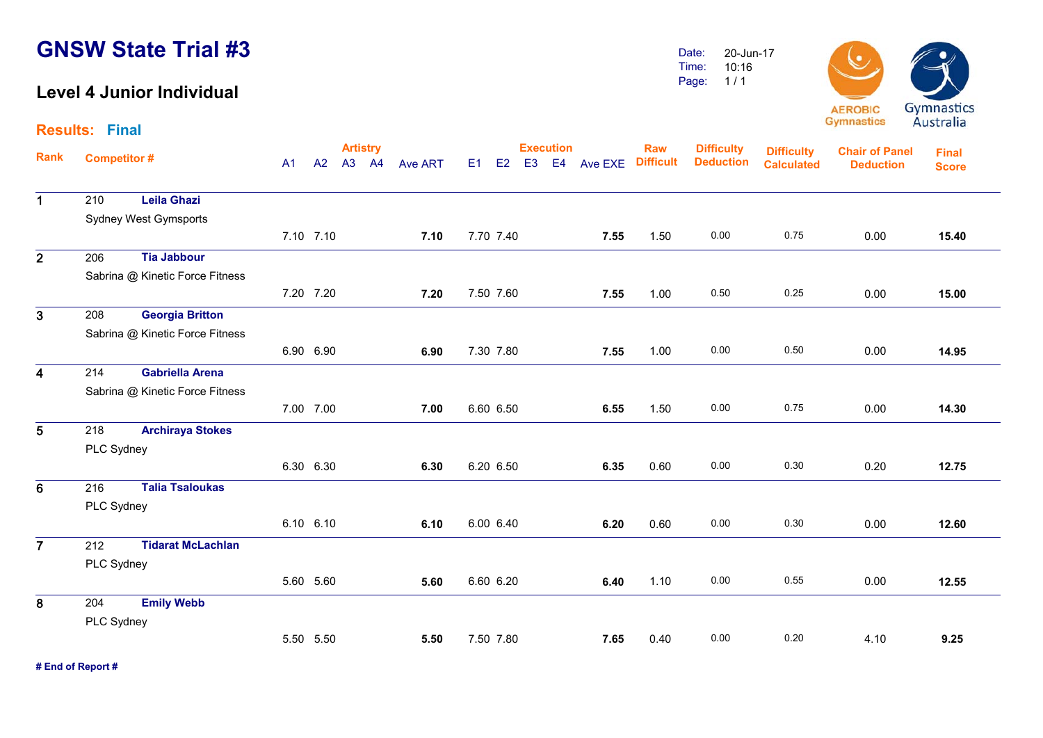# GNSW State Trial #3

## Level 4 Junior Individual

Date: 20-Jun-17
Time: 10:16
Page: 1 / 1

AEROBIC Gymnastics
Gymnastics Australia

**Results: Final**

| Rank | Competitor # | | A1 | A2 | A3 | A4 | Ave ART | E1 | E2 | E3 | E4 | Ave EXE | Raw Difficult | Difficulty Deduction | Difficulty Calculated | Chair of Panel Deduction | Final Score |
|---|---|---|---|---|---|---|---|---|---|---|---|---|---|---|---|---|---|
| 1 | 210 | **Leila Ghazi** | | | | | | | | | | | | | | | |
| | Sydney West Gymsports | | 7.10 | 7.10 | | | **7.10** | 7.70 | 7.40 | | | **7.55** | 1.50 | 0.00 | 0.75 | 0.00 | **15.40** |
| 2 | 206 | **Tia Jabbour** | | | | | | | | | | | | | | | |
| | Sabrina @ Kinetic Force Fitness | | 7.20 | 7.20 | | | **7.20** | 7.50 | 7.60 | | | **7.55** | 1.00 | 0.50 | 0.25 | 0.00 | **15.00** |
| 3 | 208 | **Georgia Britton** | | | | | | | | | | | | | | | |
| | Sabrina @ Kinetic Force Fitness | | 6.90 | 6.90 | | | **6.90** | 7.30 | 7.80 | | | **7.55** | 1.00 | 0.00 | 0.50 | 0.00 | **14.95** |
| 4 | 214 | **Gabriella Arena** | | | | | | | | | | | | | | | |
| | Sabrina @ Kinetic Force Fitness | | 7.00 | 7.00 | | | **7.00** | 6.60 | 6.50 | | | **6.55** | 1.50 | 0.00 | 0.75 | 0.00 | **14.30** |
| 5 | 218 | **Archiraya Stokes** | | | | | | | | | | | | | | | |
| | PLC Sydney | | 6.30 | 6.30 | | | **6.30** | 6.20 | 6.50 | | | **6.35** | 0.60 | 0.00 | 0.30 | 0.20 | **12.75** |
| 6 | 216 | **Talia Tsaloukas** | | | | | | | | | | | | | | | |
| | PLC Sydney | | 6.10 | 6.10 | | | **6.10** | 6.00 | 6.40 | | | **6.20** | 0.60 | 0.00 | 0.30 | 0.00 | **12.60** |
| 7 | 212 | **Tidarat McLachlan** | | | | | | | | | | | | | | | |
| | PLC Sydney | | 5.60 | 5.60 | | | **5.60** | 6.60 | 6.20 | | | **6.40** | 1.10 | 0.00 | 0.55 | 0.00 | **12.55** |
| 8 | 204 | **Emily Webb** | | | | | | | | | | | | | | | |
| | PLC Sydney | | 5.50 | 5.50 | | | **5.50** | 7.50 | 7.80 | | | **7.65** | 0.40 | 0.00 | 0.20 | 4.10 | **9.25** |

**# End of Report #**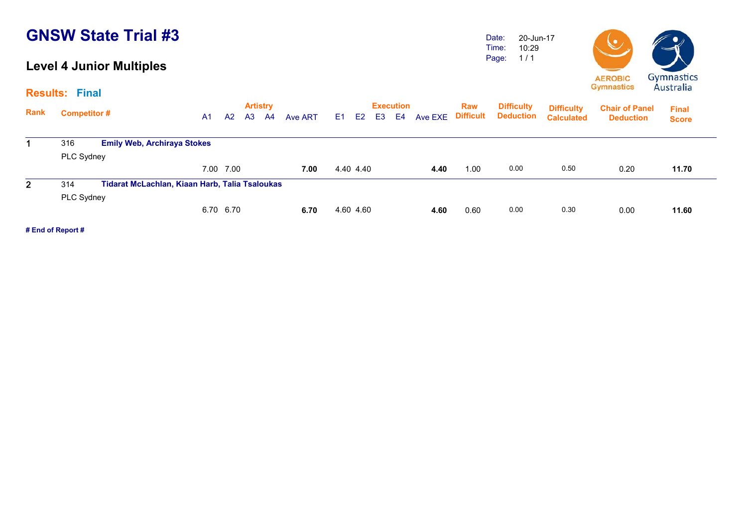# GNSW State Trial #3

## Level 4 Junior Multiples

Date: 20-Jun-17
Time: 10:29
Page: 1 / 1

AEROBIC Gymnastics | Gymnastics Australia

### Results: Final

| Rank | Competitor # | | A1 | A2 | A3 | A4 | Ave ART | E1 | E2 | E3 | E4 | Ave EXE | Raw Difficult | Difficulty Deduction | Difficulty Calculated | Chair of Panel Deduction | Final Score |
|---|---|---|---|---|---|---|---|---|---|---|---|---|---|---|---|---|---|
| 1 | 316 | **Emily Web, Archiraya Stokes** | | | | | | | | | | | | | | | |
| | PLC Sydney | | | | | | | | | | | | | | | | |
| | | | 7.00 | 7.00 | | | **7.00** | 4.40 | 4.40 | | | **4.40** | 1.00 | 0.00 | 0.50 | 0.20 | **11.70** |
| 2 | 314 | **Tidarat McLachlan, Kiaan Harb, Talia Tsaloukas** | | | | | | | | | | | | | | | |
| | PLC Sydney | | | | | | | | | | | | | | | | |
| | | | 6.70 | 6.70 | | | **6.70** | 4.60 | 4.60 | | | **4.60** | 0.60 | 0.00 | 0.30 | 0.00 | **11.60** |

**# End of Report #**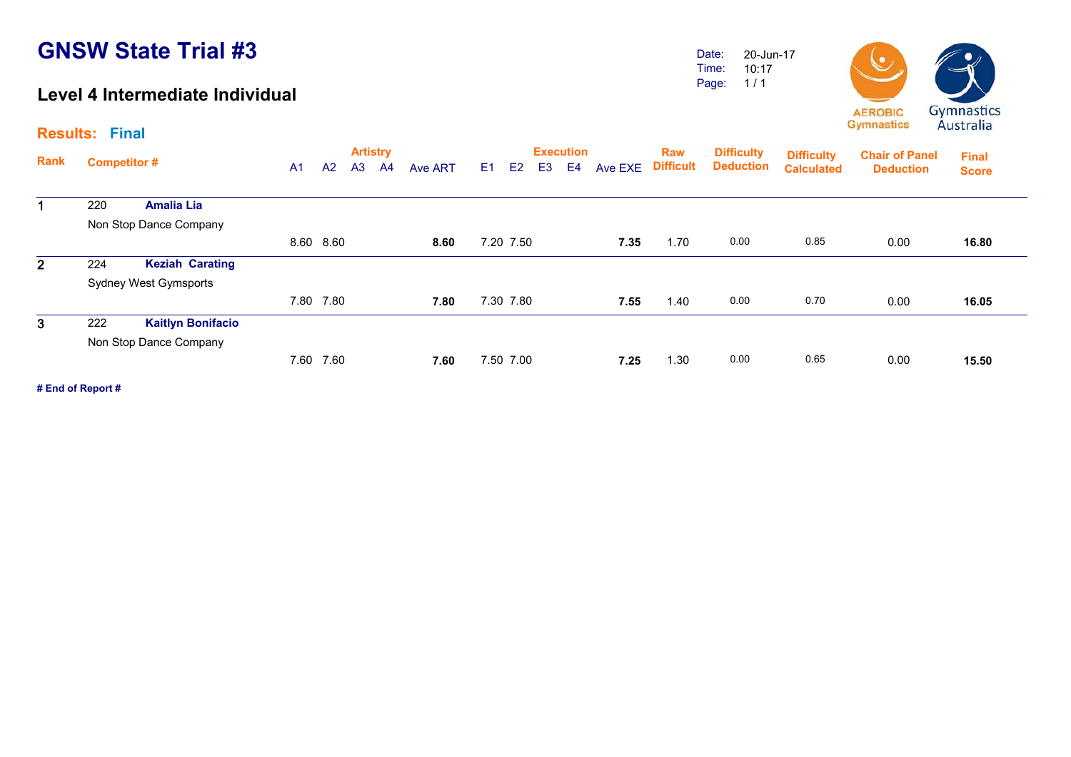# GNSW State Trial #3

## Level 4 Intermediate Individual

Date: 20-Jun-17
Time: 10:17
Page: 1 / 1

AEROBIC Gymnastics    Gymnastics Australia

**Results: Final**

| Rank | Competitor # | | Artistry | | | | | Execution | | | | | Raw | Difficulty | Difficulty | Chair of Panel | Final |
|---|---|---|---|---|---|---|---|---|---|---|---|---|---|---|---|---|---|
| | | | A1 | A2 | A3 | A4 | Ave ART | E1 | E2 | E3 | E4 | Ave EXE | Difficult | Deduction | Calculated | Deduction | Score |
| 1 | 220 | **Amalia Lia** | | | | | | | | | | | | | | | |
| | Non Stop Dance Company | | 8.60 | 8.60 | | | **8.60** | 7.20 | 7.50 | | | **7.35** | 1.70 | 0.00 | 0.85 | 0.00 | **16.80** |
| 2 | 224 | **Keziah Carating** | | | | | | | | | | | | | | | |
| | Sydney West Gymsports | | 7.80 | 7.80 | | | **7.80** | 7.30 | 7.80 | | | **7.55** | 1.40 | 0.00 | 0.70 | 0.00 | **16.05** |
| 3 | 222 | **Kaitlyn Bonifacio** | | | | | | | | | | | | | | | |
| | Non Stop Dance Company | | 7.60 | 7.60 | | | **7.60** | 7.50 | 7.00 | | | **7.25** | 1.30 | 0.00 | 0.65 | 0.00 | **15.50** |

**# End of Report #**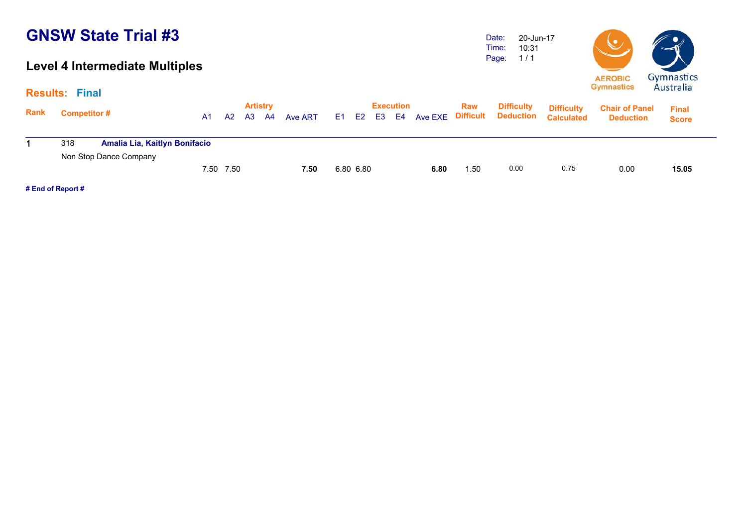# GNSW State Trial #3

## Level 4 Intermediate Multiples

Date: 20-Jun-17
Time: 10:31
Page: 1 / 1

AEROBIC Gymnastics

Gymnastics Australia

**Results: Final**

| Rank | Competitor # | | Artistry A1 | A2 | A3 | A4 | Ave ART | Execution E1 | E2 | E3 | E4 | Ave EXE | Raw Difficult | Difficulty Deduction | Difficulty Calculated | Chair of Panel Deduction | Final Score |
|---|---|---|---|---|---|---|---|---|---|---|---|---|---|---|---|---|---|
| 1 | 318 | **Amalia Lia, Kaitlyn Bonifacio** | | | | | | | | | | | | | | | |
| | Non Stop Dance Company | | 7.50 | 7.50 | | | **7.50** | 6.80 | 6.80 | | | **6.80** | 1.50 | 0.00 | 0.75 | 0.00 | **15.05** |

**# End of Report #**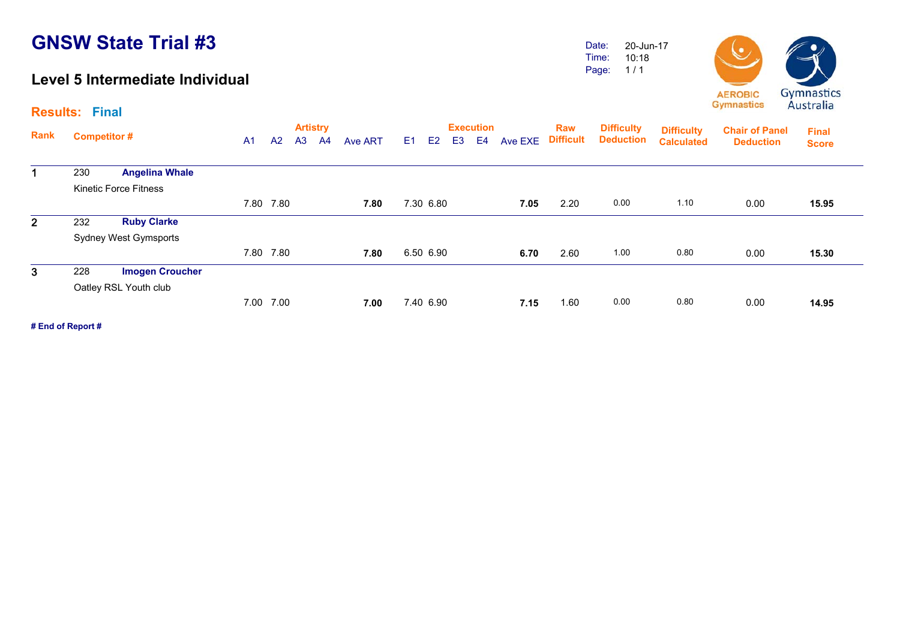# GNSW State Trial #3

## Level 5 Intermediate Individual

Date: 20-Jun-17
Time: 10:18
Page: 1 / 1

AEROBIC Gymnastics | Gymnastics Australia

**Results: Final**

| Rank | Competitor # | | Artistry A1 | A2 | A3 | A4 | Ave ART | Execution E1 | E2 | E3 | E4 | Ave EXE | Raw Difficult | Difficulty Deduction | Difficulty Calculated | Chair of Panel Deduction | Final Score |
|---|---|---|---|---|---|---|---|---|---|---|---|---|---|---|---|---|---|
| 1 | 230 | **Angelina Whale** Kinetic Force Fitness | 7.80 | 7.80 | | | **7.80** | 7.30 | 6.80 | | | **7.05** | 2.20 | 0.00 | 1.10 | 0.00 | **15.95** |
| 2 | 232 | **Ruby Clarke** Sydney West Gymsports | 7.80 | 7.80 | | | **7.80** | 6.50 | 6.90 | | | **6.70** | 2.60 | 1.00 | 0.80 | 0.00 | **15.30** |
| 3 | 228 | **Imogen Croucher** Oatley RSL Youth club | 7.00 | 7.00 | | | **7.00** | 7.40 | 6.90 | | | **7.15** | 1.60 | 0.00 | 0.80 | 0.00 | **14.95** |

**# End of Report #**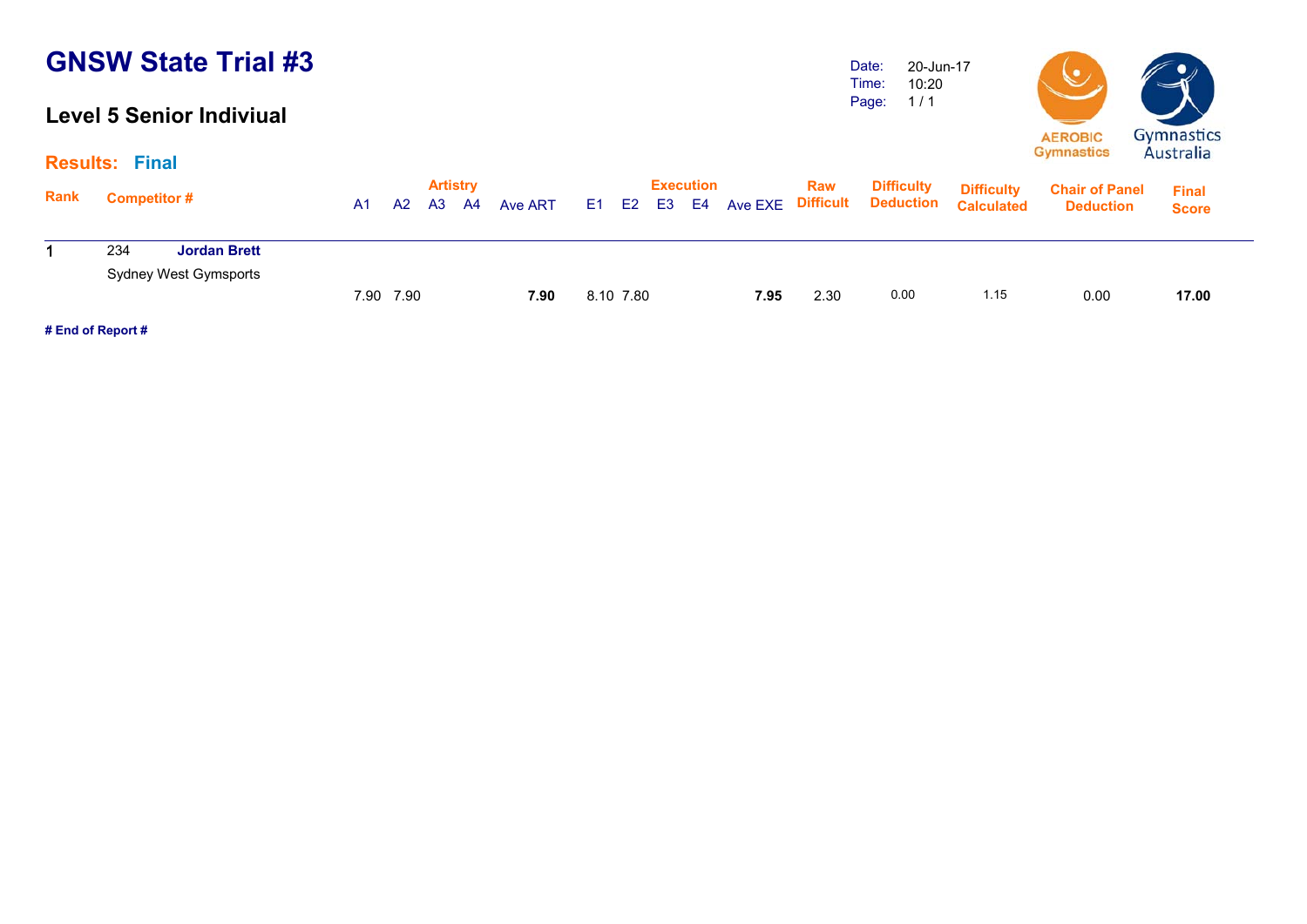# GNSW State Trial #3

## Level 5 Senior Indiviual

Date: 20-Jun-17
Time: 10:20

**Results: Final**

| Rank | Competitor # | | A1 | A2 | A3 | A4 | Ave ART | E1 | E2 | E3 | E4 | Ave EXE | Raw Difficult | Difficulty Deduction | Difficulty Calculated | Chair of Panel Deduction | Final Score |
|---|---|---|---|---|---|---|---|---|---|---|---|---|---|---|---|---|---|
| 1 | 234 | **Jordan Brett** | | | | | | | | | | | | | | | |
| | Sydney West Gymsports | | 7.90 | 7.90 | | | **7.90** | 8.10 | 7.80 | | | **7.95** | 2.30 | 0.00 | 1.15 | 0.00 | **17.00** |

**# End of Report #**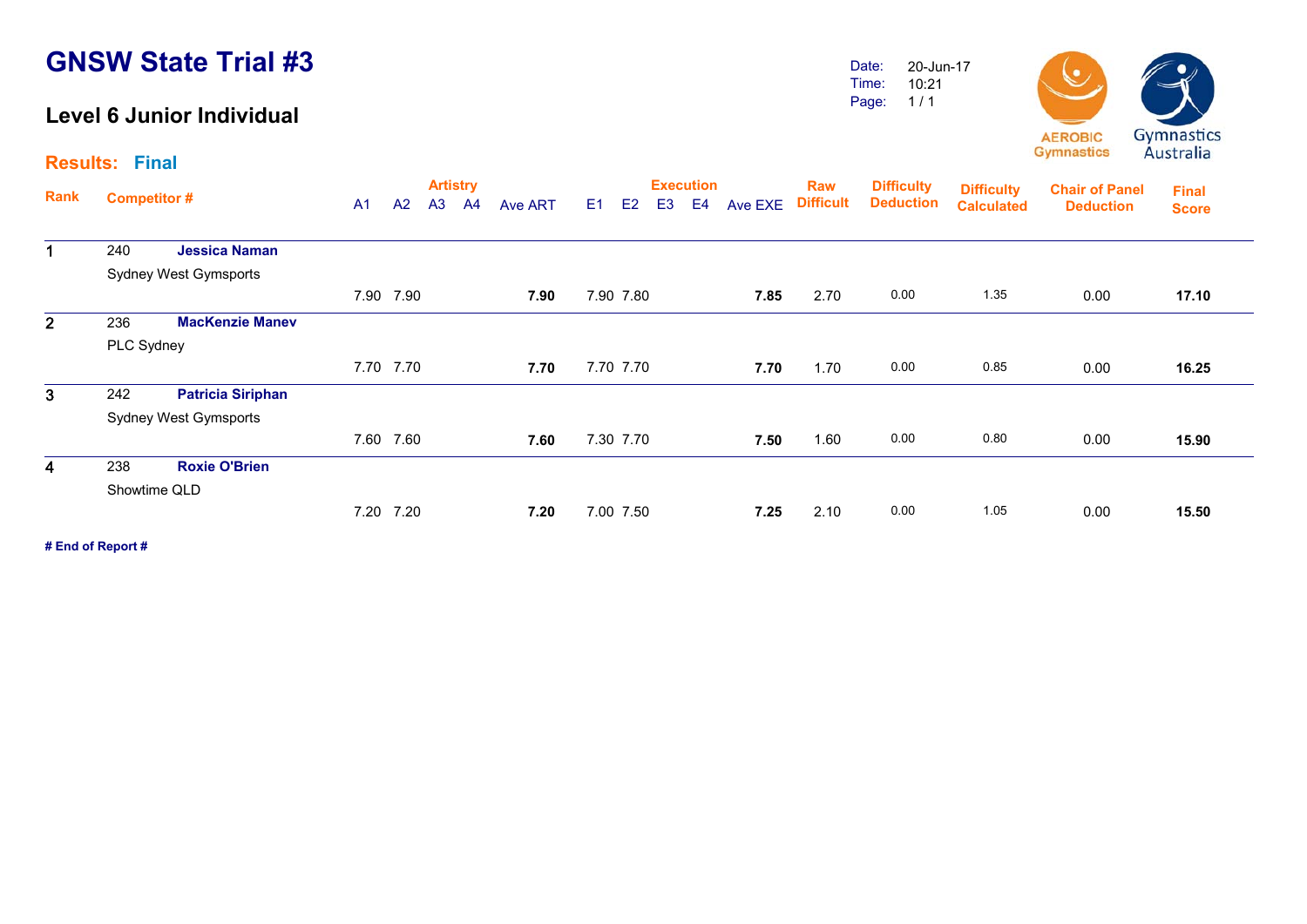# GNSW State Trial #3

## Level 6 Junior Individual

Date: 20-Jun-17
Time: 10:21
Page: 1 / 1

AEROBIC Gymnastics
Gymnastics Australia

**Results: Final**

| Rank | Competitor # | | A1 | A2 | A3 | A4 | Ave ART | E1 | E2 | E3 | E4 | Ave EXE | Raw Difficult | Difficulty Deduction | Difficulty Calculated | Chair of Panel Deduction | Final Score |
|---|---|---|---|---|---|---|---|---|---|---|---|---|---|---|---|---|---|
| 1 | 240 | **Jessica Naman** Sydney West Gymsports | 7.90 | 7.90 | | | **7.90** | 7.90 | 7.80 | | | **7.85** | 2.70 | 0.00 | 1.35 | 0.00 | **17.10** |
| 2 | 236 | **MacKenzie Manev** PLC Sydney | 7.70 | 7.70 | | | **7.70** | 7.70 | 7.70 | | | **7.70** | 1.70 | 0.00 | 0.85 | 0.00 | **16.25** |
| 3 | 242 | **Patricia Siriphan** Sydney West Gymsports | 7.60 | 7.60 | | | **7.60** | 7.30 | 7.70 | | | **7.50** | 1.60 | 0.00 | 0.80 | 0.00 | **15.90** |
| 4 | 238 | **Roxie O'Brien** Showtime QLD | 7.20 | 7.20 | | | **7.20** | 7.00 | 7.50 | | | **7.25** | 2.10 | 0.00 | 1.05 | 0.00 | **15.50** |

**# End of Report #**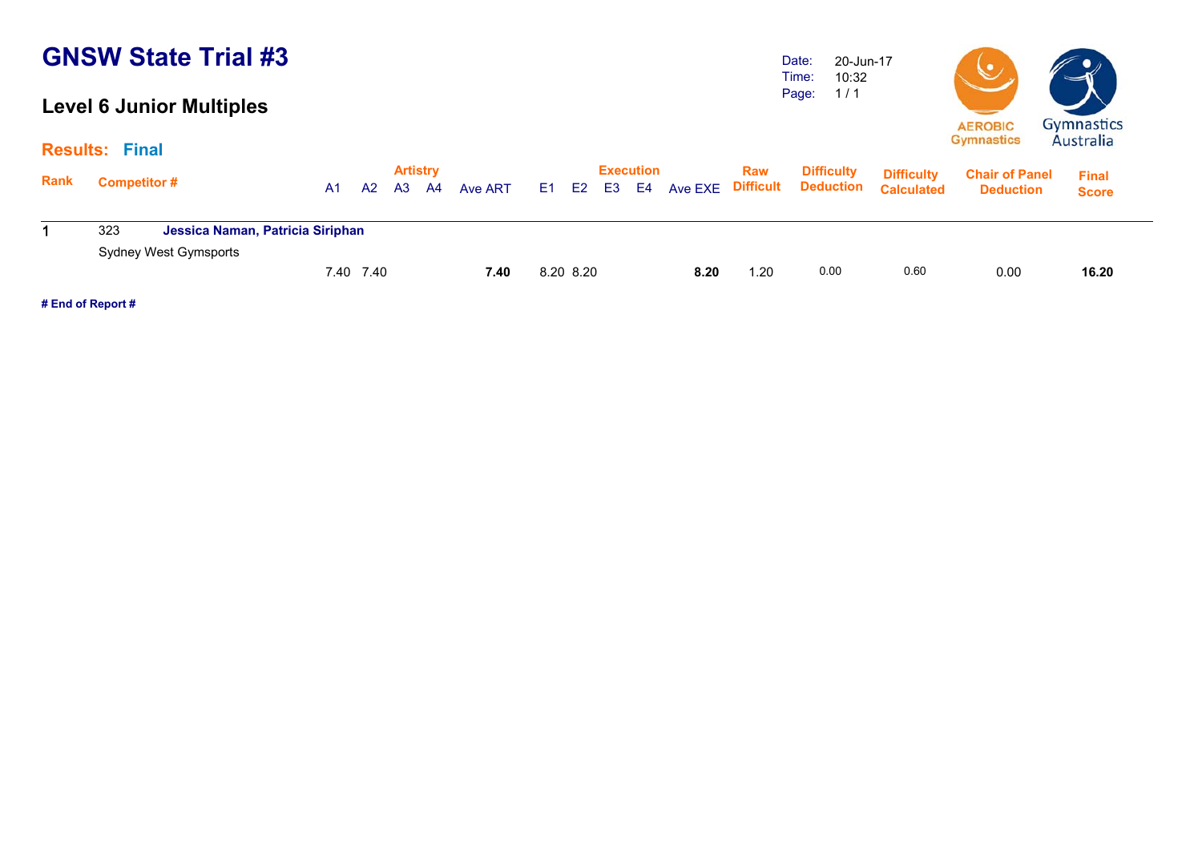# GNSW State Trial #3

## Level 6 Junior Multiples

Date: 20-Jun-17
Time: 10:32

**Results: Final**

| Rank | Competitor # | | Artistry A1 | A2 | A3 | A4 | Ave ART | Execution E1 | E2 | E3 | E4 | Ave EXE | Raw Difficult | Difficulty Deduction | Difficulty Calculated | Chair of Panel Deduction | Final Score |
|---|---|---|---|---|---|---|---|---|---|---|---|---|---|---|---|---|---|
| 1 | 323 | **Jessica Naman, Patricia Siriphan** | | | | | | | | | | | | | | | |
| | Sydney West Gymsports | | 7.40 | 7.40 | | | **7.40** | 8.20 | 8.20 | | | **8.20** | 1.20 | 0.00 | 0.60 | 0.00 | **16.20** |

**# End of Report #**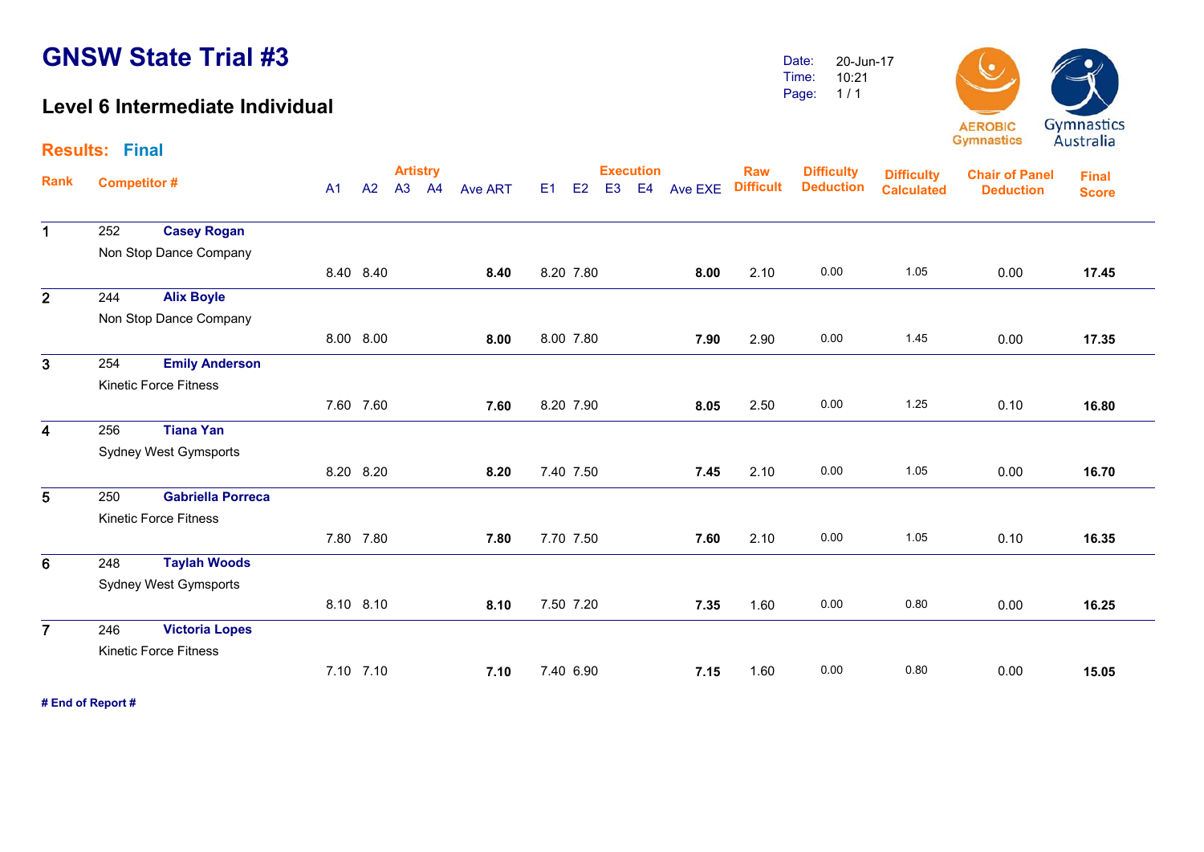# GNSW State Trial #3

## Level 6 Intermediate Individual

Date: 20-Jun-17
Time: 10:21
Page: 1 / 1

**Results: Final**

| Rank | Competitor # | | A1 | A2 | A3 | A4 | Ave ART | E1 | E2 | E3 | E4 | Ave EXE | Raw Difficult | Difficulty Deduction | Difficulty Calculated | Chair of Panel Deduction | Final Score |
|---|---|---|---|---|---|---|---|---|---|---|---|---|---|---|---|---|---|
| | | | Artistry | | | | | Execution | | | | | | | | | |
| 1 | 252 | **Casey Rogan** Non Stop Dance Company | 8.40 | 8.40 | | | **8.40** | 8.20 | 7.80 | | | **8.00** | 2.10 | 0.00 | 1.05 | 0.00 | **17.45** |
| 2 | 244 | **Alix Boyle** Non Stop Dance Company | 8.00 | 8.00 | | | **8.00** | 8.00 | 7.80 | | | **7.90** | 2.90 | 0.00 | 1.45 | 0.00 | **17.35** |
| 3 | 254 | **Emily Anderson** Kinetic Force Fitness | 7.60 | 7.60 | | | **7.60** | 8.20 | 7.90 | | | **8.05** | 2.50 | 0.00 | 1.25 | 0.10 | **16.80** |
| 4 | 256 | **Tiana Yan** Sydney West Gymsports | 8.20 | 8.20 | | | **8.20** | 7.40 | 7.50 | | | **7.45** | 2.10 | 0.00 | 1.05 | 0.00 | **16.70** |
| 5 | 250 | **Gabriella Porreca** Kinetic Force Fitness | 7.80 | 7.80 | | | **7.80** | 7.70 | 7.50 | | | **7.60** | 2.10 | 0.00 | 1.05 | 0.10 | **16.35** |
| 6 | 248 | **Taylah Woods** Sydney West Gymsports | 8.10 | 8.10 | | | **8.10** | 7.50 | 7.20 | | | **7.35** | 1.60 | 0.00 | 0.80 | 0.00 | **16.25** |
| 7 | 246 | **Victoria Lopes** Kinetic Force Fitness | 7.10 | 7.10 | | | **7.10** | 7.40 | 6.90 | | | **7.15** | 1.60 | 0.00 | 0.80 | 0.00 | **15.05** |

**# End of Report #**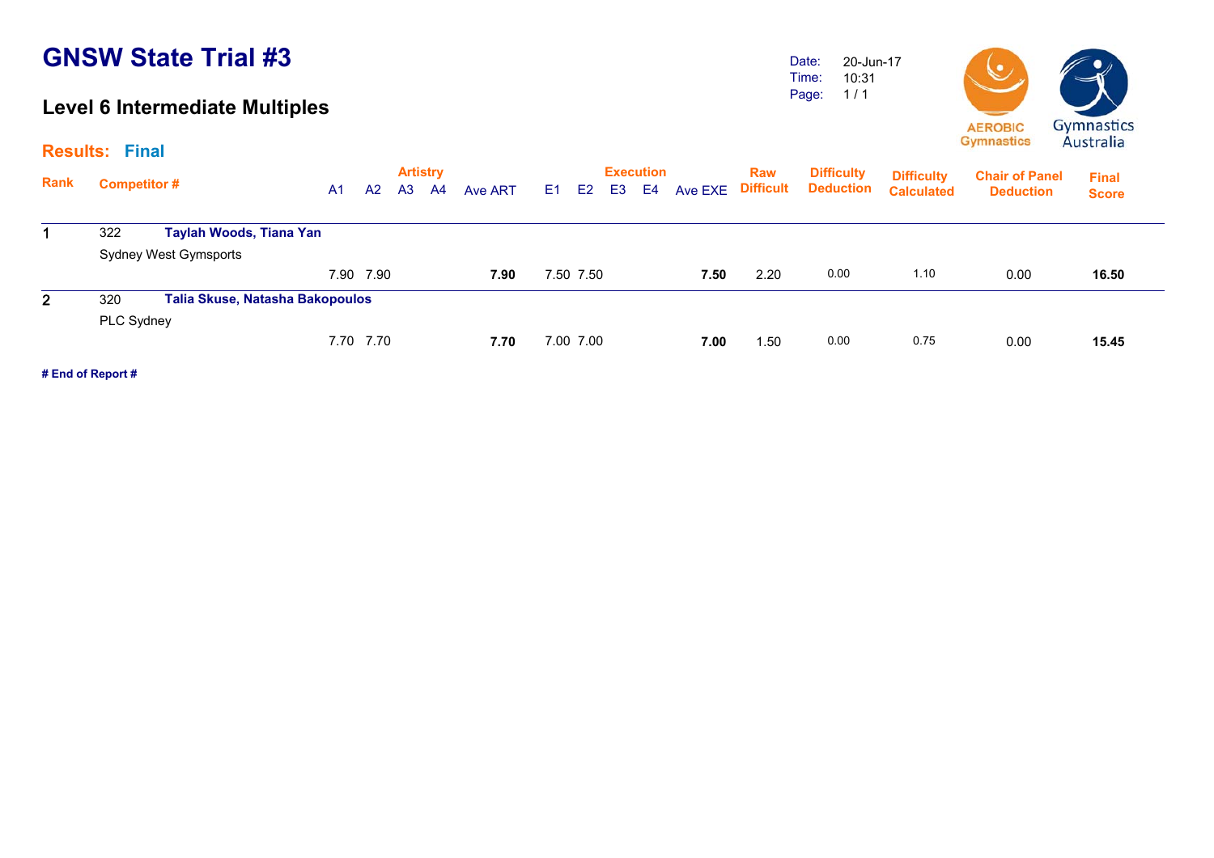# GNSW State Trial #3

## Level 6 Intermediate Multiples

Date: 20-Jun-17
Time: 10:31
Page: 1 / 1

AEROBIC Gymnastics    Gymnastics Australia

**Results: Final**

| Rank | Competitor # | | Artistry | | | | | Execution | | | | | Raw Difficult | Difficulty Deduction | Difficulty Calculated | Chair of Panel Deduction | Final Score |
|---|---|---|---|---|---|---|---|---|---|---|---|---|---|---|---|---|---|
| | | | A1 | A2 | A3 | A4 | Ave ART | E1 | E2 | E3 | E4 | Ave EXE | | | | | |
| 1 | 322 | **Taylah Woods, Tiana Yan** | | | | | | | | | | | | | | | |
| | Sydney West Gymsports | | 7.90 | 7.90 | | | **7.90** | 7.50 | 7.50 | | | **7.50** | 2.20 | 0.00 | 1.10 | 0.00 | **16.50** |
| 2 | 320 | **Talia Skuse, Natasha Bakopoulos** | | | | | | | | | | | | | | | |
| | PLC Sydney | | 7.70 | 7.70 | | | **7.70** | 7.00 | 7.00 | | | **7.00** | 1.50 | 0.00 | 0.75 | 0.00 | **15.45** |

**# End of Report #**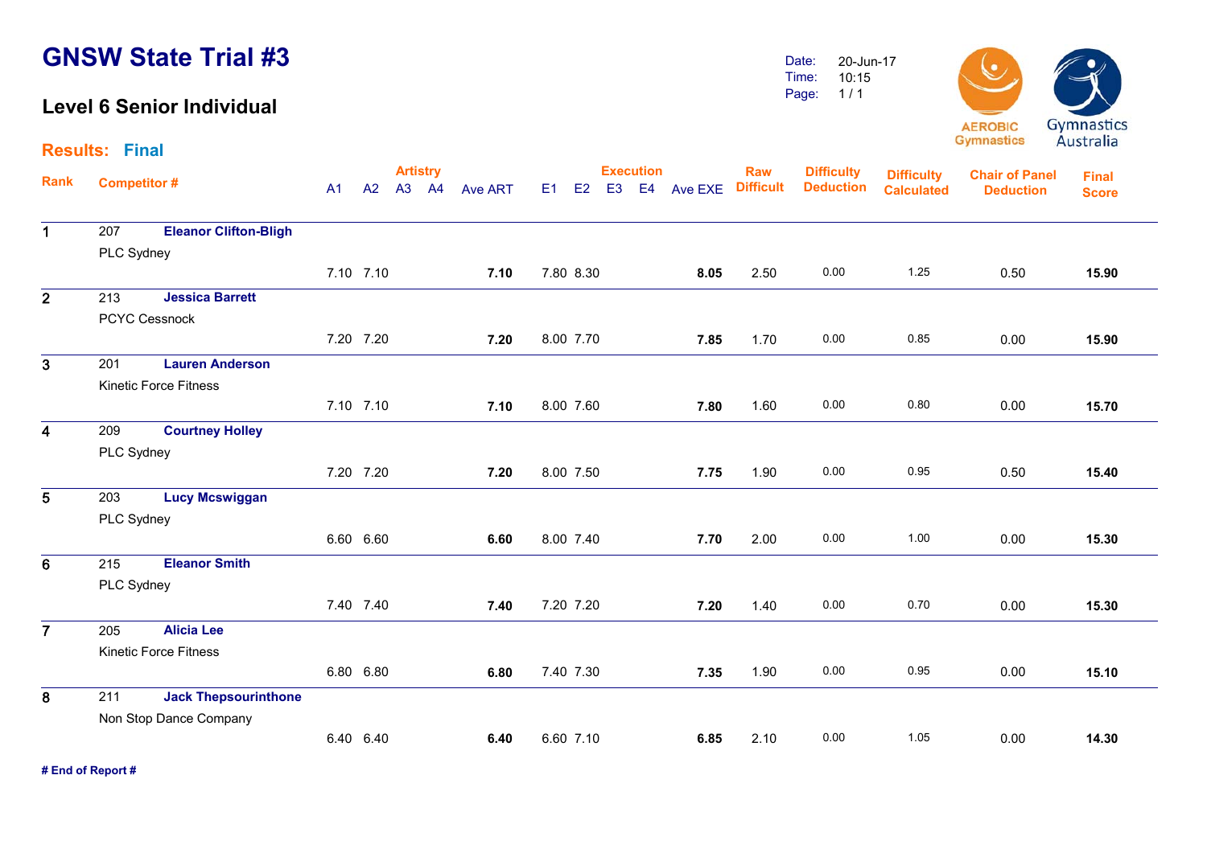# GNSW State Trial #3

## Level 6 Senior Individual

Date: 20-Jun-17
Time: 10:15
Page: 1 / 1

AEROBIC Gymnastics
Gymnastics Australia

**Results: Final**

| Rank | Competitor # | | A1 | A2 | A3 | A4 | Ave ART | E1 | E2 | E3 | E4 | Ave EXE | Raw Difficult | Difficulty Deduction | Difficulty Calculated | Chair of Panel Deduction | Final Score |
|---|---|---|---|---|---|---|---|---|---|---|---|---|---|---|---|---|---|
| 1 | 207 | **Eleanor Clifton-Bligh** PLC Sydney | 7.10 | 7.10 | | | **7.10** | 7.80 | 8.30 | | | **8.05** | 2.50 | 0.00 | 1.25 | 0.50 | **15.90** |
| 2 | 213 | **Jessica Barrett** PCYC Cessnock | 7.20 | 7.20 | | | **7.20** | 8.00 | 7.70 | | | **7.85** | 1.70 | 0.00 | 0.85 | 0.00 | **15.90** |
| 3 | 201 | **Lauren Anderson** Kinetic Force Fitness | 7.10 | 7.10 | | | **7.10** | 8.00 | 7.60 | | | **7.80** | 1.60 | 0.00 | 0.80 | 0.00 | **15.70** |
| 4 | 209 | **Courtney Holley** PLC Sydney | 7.20 | 7.20 | | | **7.20** | 8.00 | 7.50 | | | **7.75** | 1.90 | 0.00 | 0.95 | 0.50 | **15.40** |
| 5 | 203 | **Lucy Mcswiggan** PLC Sydney | 6.60 | 6.60 | | | **6.60** | 8.00 | 7.40 | | | **7.70** | 2.00 | 0.00 | 1.00 | 0.00 | **15.30** |
| 6 | 215 | **Eleanor Smith** PLC Sydney | 7.40 | 7.40 | | | **7.40** | 7.20 | 7.20 | | | **7.20** | 1.40 | 0.00 | 0.70 | 0.00 | **15.30** |
| 7 | 205 | **Alicia Lee** Kinetic Force Fitness | 6.80 | 6.80 | | | **6.80** | 7.40 | 7.30 | | | **7.35** | 1.90 | 0.00 | 0.95 | 0.00 | **15.10** |
| 8 | 211 | **Jack Thepsourinthone** Non Stop Dance Company | 6.40 | 6.40 | | | **6.40** | 6.60 | 7.10 | | | **6.85** | 2.10 | 0.00 | 1.05 | 0.00 | **14.30** |

**# End of Report #**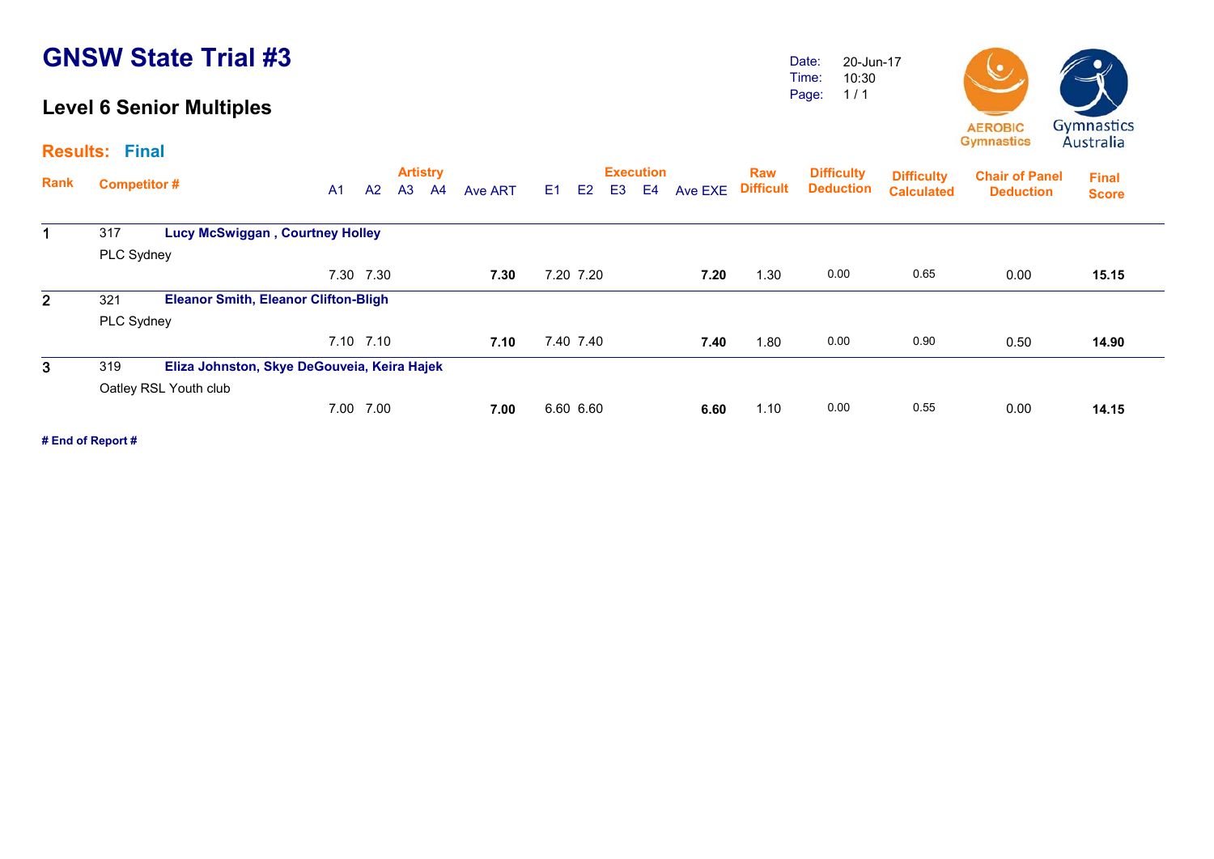# GNSW State Trial #3

## Level 6 Senior Multiples

Date: 20-Jun-17
Time: 10:30
Page: 1 / 1

AEROBIC Gymnastics | Gymnastics Australia

**Results: Final**

| Rank | Competitor # | Artistry A1 | A2 | A3 | A4 | Ave ART | Execution E1 | E2 | E3 | E4 | Ave EXE | Raw Difficult | Difficulty Deduction | Difficulty Calculated | Chair of Panel Deduction | Final Score |
|---|---|---|---|---|---|---|---|---|---|---|---|---|---|---|---|---|
| 1 | 317 **Lucy McSwiggan , Courtney Holley** PLC Sydney | 7.30 | 7.30 | | | **7.30** | 7.20 | 7.20 | | | **7.20** | 1.30 | 0.00 | 0.65 | 0.00 | **15.15** |
| 2 | 321 **Eleanor Smith, Eleanor Clifton-Bligh** PLC Sydney | 7.10 | 7.10 | | | **7.10** | 7.40 | 7.40 | | | **7.40** | 1.80 | 0.00 | 0.90 | 0.50 | **14.90** |
| 3 | 319 **Eliza Johnston, Skye DeGouveia, Keira Hajek** Oatley RSL Youth club | 7.00 | 7.00 | | | **7.00** | 6.60 | 6.60 | | | **6.60** | 1.10 | 0.00 | 0.55 | 0.00 | **14.15** |

**# End of Report #**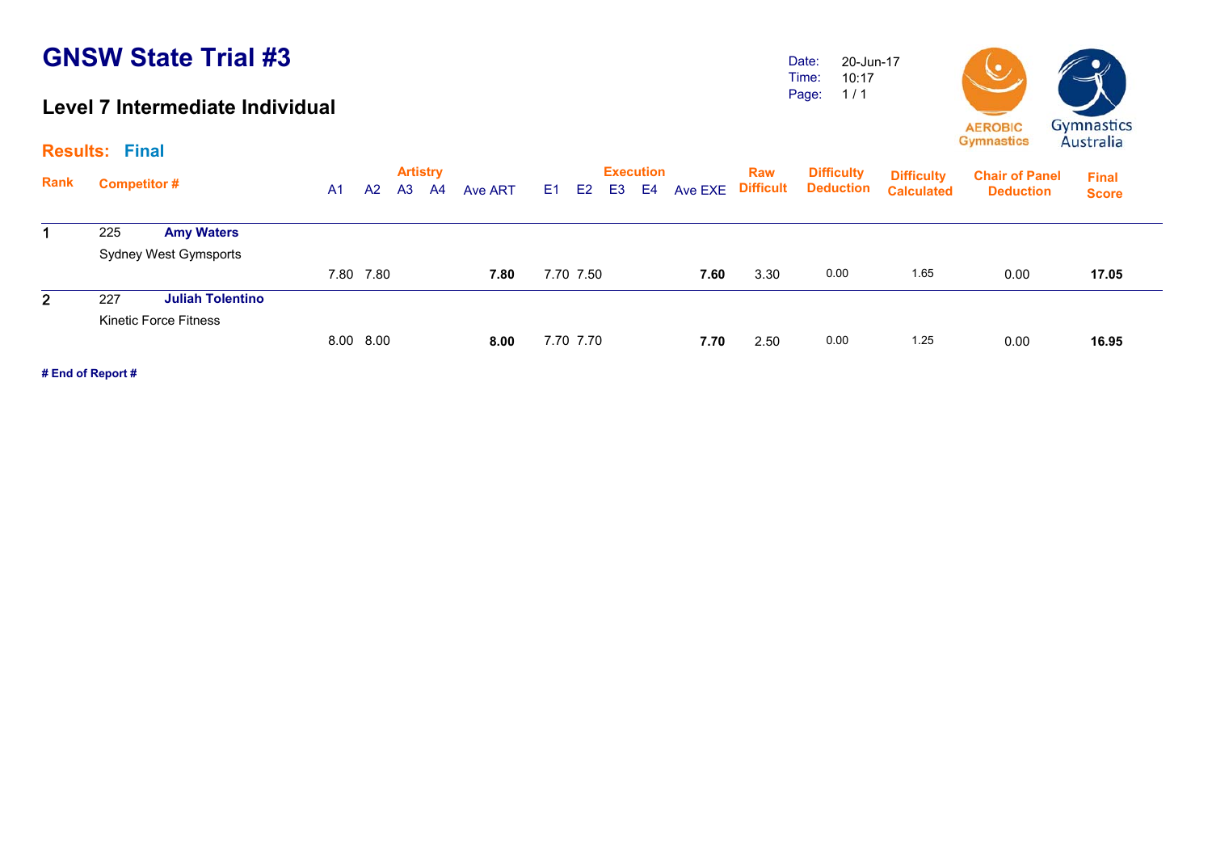# GNSW State Trial #3

## Level 7 Intermediate Individual

Date: 20-Jun-17
Time: 10:17
Page: 1 / 1

**Results: Final**

| Rank | Competitor # | | A1 | A2 | A3 | A4 | Ave ART | E1 | E2 | E3 | E4 | Ave EXE | Raw Difficult | Difficulty Deduction | Difficulty Calculated | Chair of Panel Deduction | Final Score |
|---|---|---|---|---|---|---|---|---|---|---|---|---|---|---|---|---|---|
| 1 | 225 | **Amy Waters** | | | | | | | | | | | | | | | |
| | Sydney West Gymsports | | 7.80 | 7.80 | | | **7.80** | 7.70 | 7.50 | | | **7.60** | 3.30 | 0.00 | 1.65 | 0.00 | **17.05** |
| 2 | 227 | **Juliah Tolentino** | | | | | | | | | | | | | | | |
| | Kinetic Force Fitness | | 8.00 | 8.00 | | | **8.00** | 7.70 | 7.70 | | | **7.70** | 2.50 | 0.00 | 1.25 | 0.00 | **16.95** |

**# End of Report #**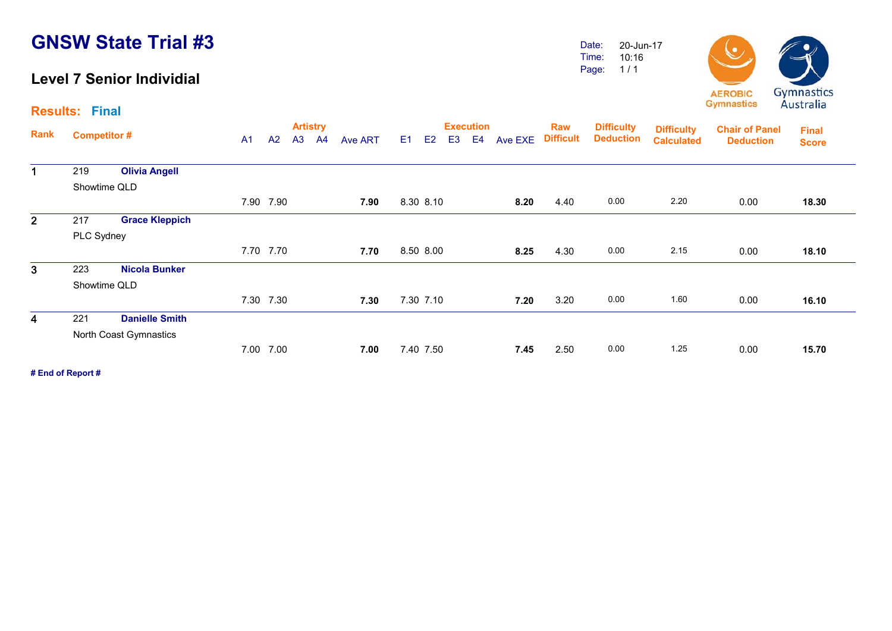# GNSW State Trial #3

## Level 7 Senior Individial

Date: 20-Jun-17
Time: 10:16
Page: 1 / 1

**Results: Final**

| Rank | Competitor # | | A1 | A2 | A3 | A4 | Ave ART | E1 | E2 | E3 | E4 | Ave EXE | Raw Difficult | Difficulty Deduction | Difficulty Calculated | Chair of Panel Deduction | Final Score |
|---|---|---|---|---|---|---|---|---|---|---|---|---|---|---|---|---|---|
| | | | Artistry | | | | | Execution | | | | | | | | | |
| 1 | 219 | **Olivia Angell** Showtime QLD | 7.90 | 7.90 | | | **7.90** | 8.30 | 8.10 | | | **8.20** | 4.40 | 0.00 | 2.20 | 0.00 | **18.30** |
| 2 | 217 | **Grace Kleppich** PLC Sydney | 7.70 | 7.70 | | | **7.70** | 8.50 | 8.00 | | | **8.25** | 4.30 | 0.00 | 2.15 | 0.00 | **18.10** |
| 3 | 223 | **Nicola Bunker** Showtime QLD | 7.30 | 7.30 | | | **7.30** | 7.30 | 7.10 | | | **7.20** | 3.20 | 0.00 | 1.60 | 0.00 | **16.10** |
| 4 | 221 | **Danielle Smith** North Coast Gymnastics | 7.00 | 7.00 | | | **7.00** | 7.40 | 7.50 | | | **7.45** | 2.50 | 0.00 | 1.25 | 0.00 | **15.70** |

**# End of Report #**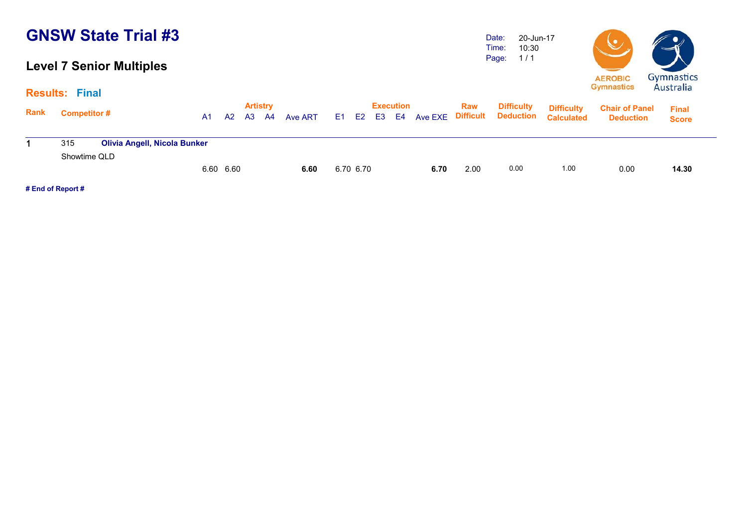# GNSW State Trial #3

## Level 7 Senior Multiples

Date: 20-Jun-17
Time: 10:30
Page: 1 / 1

**Results: Final**

| Rank | Competitor # | | Artistry A1 | A2 | A3 | A4 | Ave ART | Execution E1 | E2 | E3 | E4 | Ave EXE | Raw Difficult | Difficulty Deduction | Difficulty Calculated | Chair of Panel Deduction | Final Score |
|---|---|---|---|---|---|---|---|---|---|---|---|---|---|---|---|---|---|
| 1 | 315 | **Olivia Angell, Nicola Bunker** | | | | | | | | | | | | | | | |
| | Showtime QLD | | | | | | | | | | | | | | | | |
| | | | 6.60 | 6.60 | | | **6.60** | 6.70 | 6.70 | | | **6.70** | 2.00 | 0.00 | 1.00 | 0.00 | **14.30** |

**# End of Report #**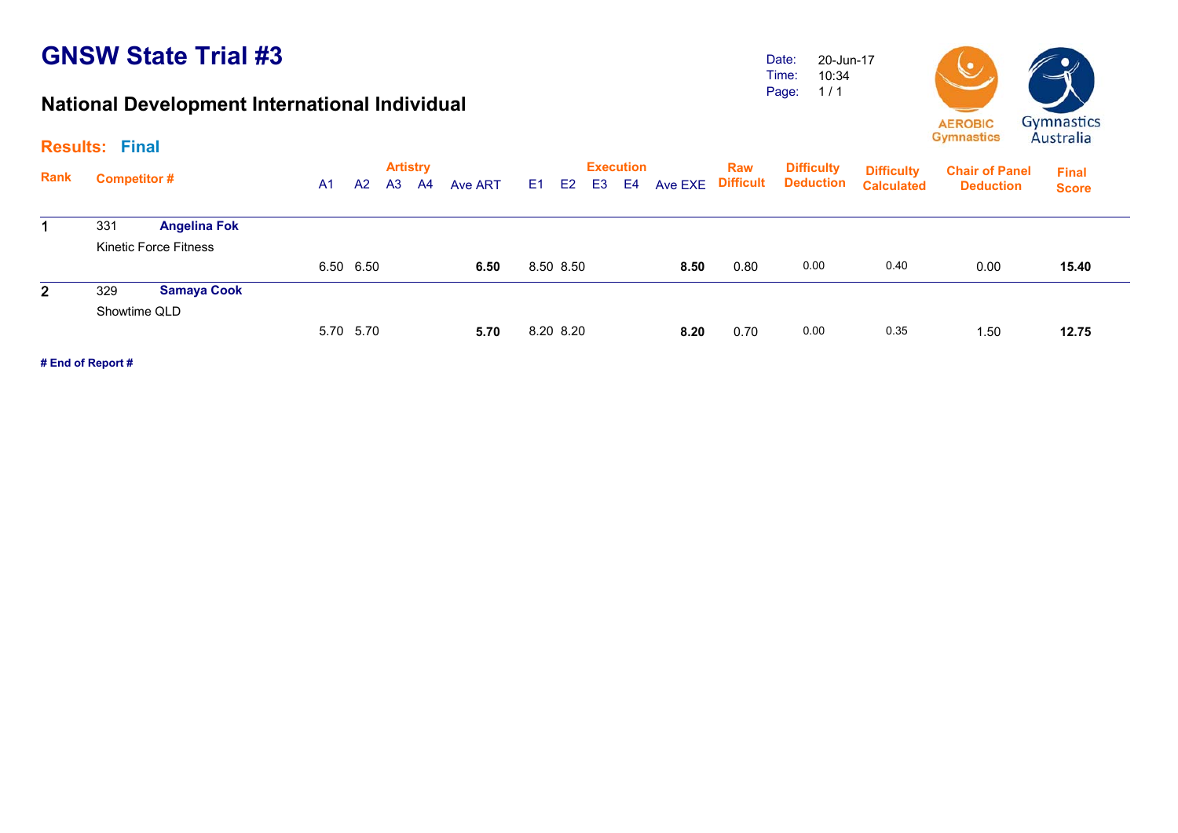# GNSW State Trial #3

## National Development International Individual

Date: 20-Jun-17
Time: 10:34

**Results: Final**

| Rank | Competitor # | | A1 | A2 | A3 | A4 | Ave ART | E1 | E2 | E3 | E4 | Ave EXE | Raw Difficult | Difficulty Deduction | Difficulty Calculated | Chair of Panel Deduction | Final Score |
|---|---|---|---|---|---|---|---|---|---|---|---|---|---|---|---|---|---|
| | | | Artistry | | | | | Execution | | | | | | | | | |
| 1 | 331 | **Angelina Fok** | | | | | | | | | | | | | | | |
| | Kinetic Force Fitness | | 6.50 | 6.50 | | | **6.50** | 8.50 | 8.50 | | | **8.50** | 0.80 | 0.00 | 0.40 | 0.00 | **15.40** |
| 2 | 329 | **Samaya Cook** | | | | | | | | | | | | | | | |
| | Showtime QLD | | 5.70 | 5.70 | | | **5.70** | 8.20 | 8.20 | | | **8.20** | 0.70 | 0.00 | 0.35 | 1.50 | **12.75** |

**# End of Report #**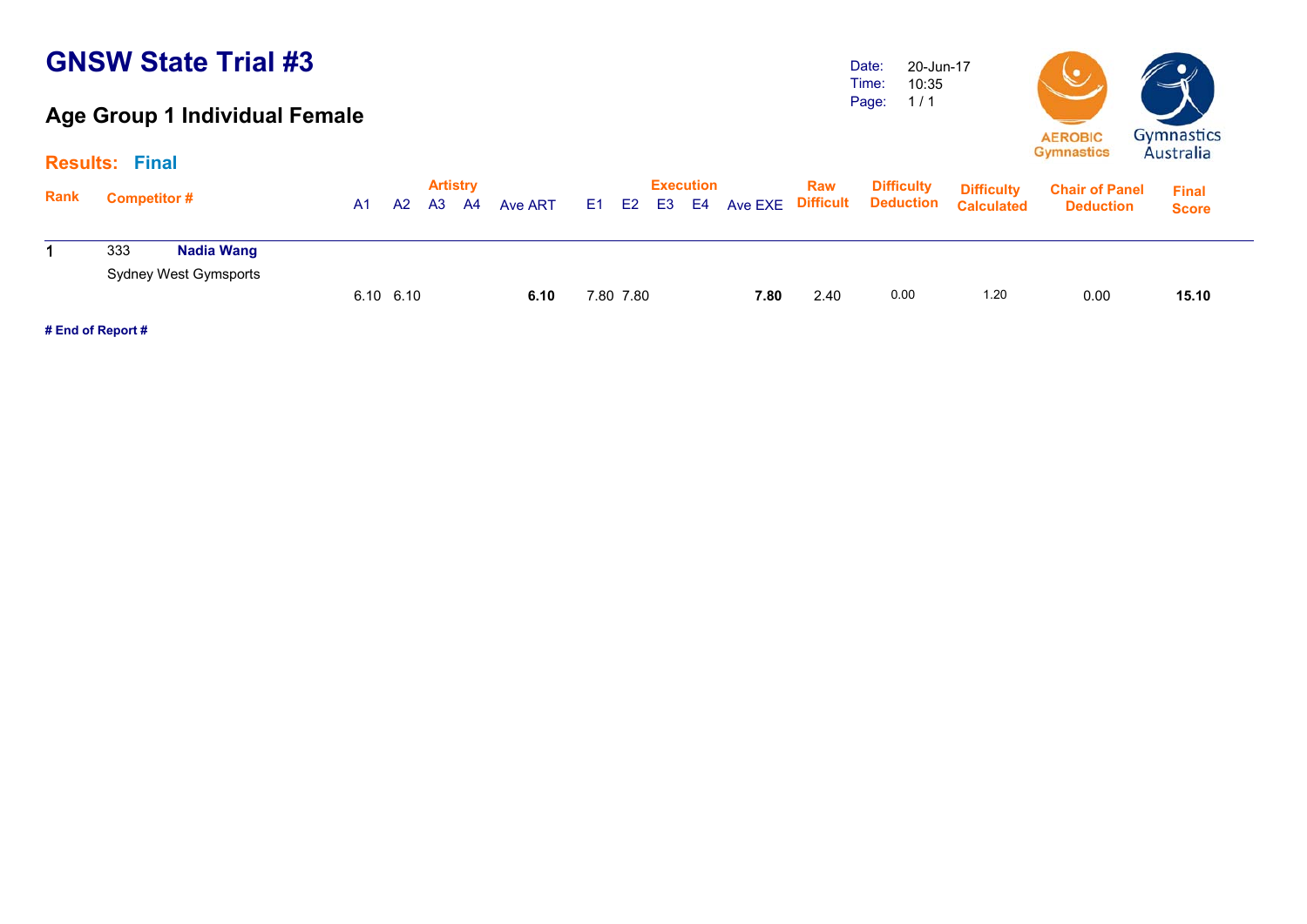# GNSW State Trial #3

## Age Group 1 Individual Female

Date: 20-Jun-17
Time: 10:35
Page: 1 / 1

AEROBIC Gymnastics | Gymnastics Australia

**Results: Final**

| Rank | Competitor # | | Artistry A1 | A2 | A3 | A4 | Ave ART | Execution E1 | E2 | E3 | E4 | Ave EXE | Raw Difficult | Difficulty Deduction | Difficulty Calculated | Chair of Panel Deduction | Final Score |
|---|---|---|---|---|---|---|---|---|---|---|---|---|---|---|---|---|---|
| 1 | 333 | **Nadia Wang** Sydney West Gymsports | 6.10 | 6.10 | | | **6.10** | 7.80 | 7.80 | | | **7.80** | 2.40 | 0.00 | 1.20 | 0.00 | **15.10** |

**# End of Report #**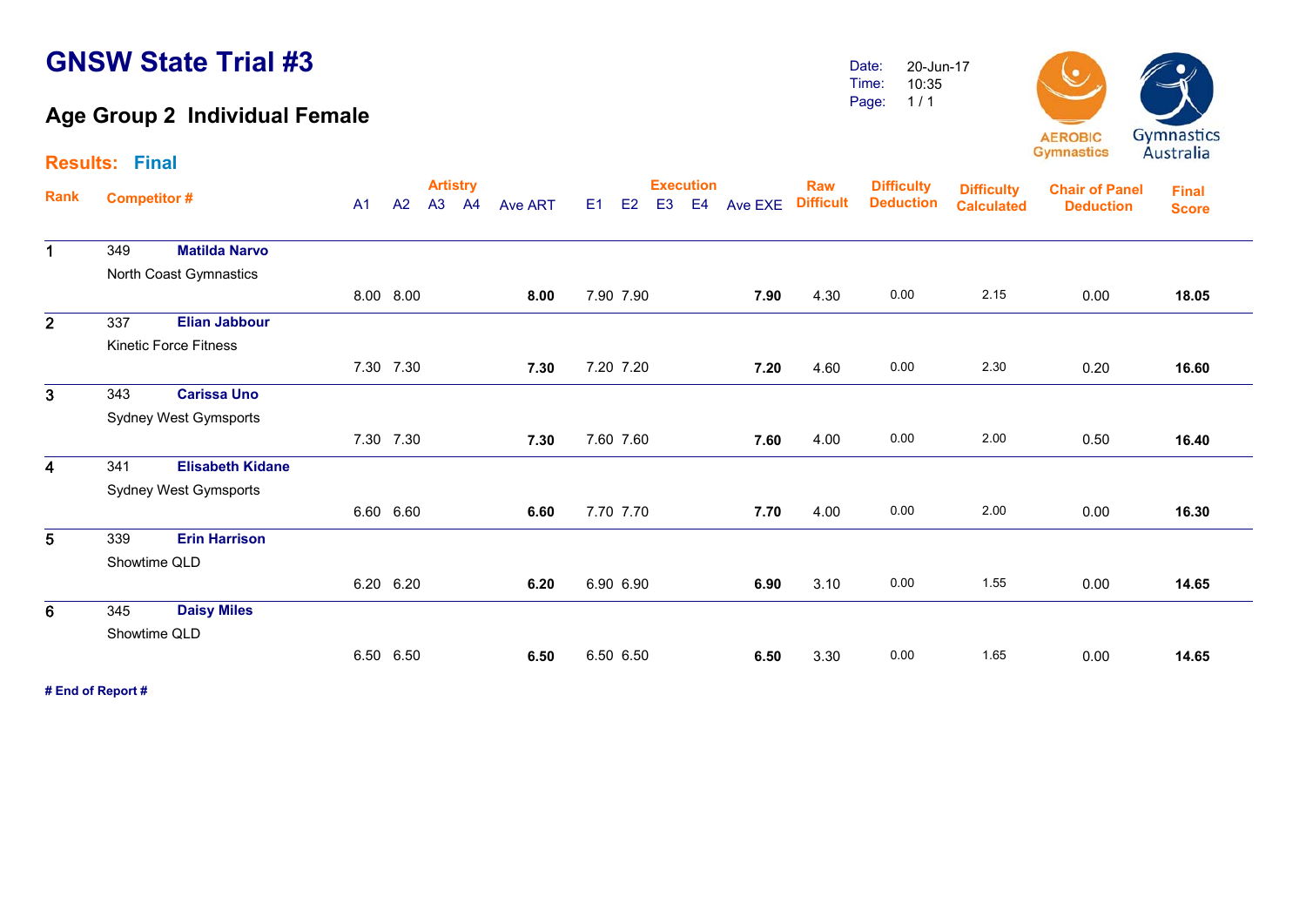# GNSW State Trial #3

## Age Group 2 Individual Female

Date: 20-Jun-17
Time: 10:35
Page: 1 / 1

AEROBIC Gymnastics
Gymnastics Australia

**Results: Final**

| Rank | Competitor # | | A1 | A2 | A3 | A4 | Ave ART | E1 | E2 | E3 | E4 | Ave EXE | Raw Difficult | Difficulty Deduction | Difficulty Calculated | Chair of Panel Deduction | Final Score |
|---|---|---|---|---|---|---|---|---|---|---|---|---|---|---|---|---|---|
| 1 | 349 | **Matilda Narvo**<br>North Coast Gymnastics | 8.00 | 8.00 | | | **8.00** | 7.90 | 7.90 | | | **7.90** | 4.30 | 0.00 | 2.15 | 0.00 | **18.05** |
| 2 | 337 | **Elian Jabbour**<br>Kinetic Force Fitness | 7.30 | 7.30 | | | **7.30** | 7.20 | 7.20 | | | **7.20** | 4.60 | 0.00 | 2.30 | 0.20 | **16.60** |
| 3 | 343 | **Carissa Uno**<br>Sydney West Gymsports | 7.30 | 7.30 | | | **7.30** | 7.60 | 7.60 | | | **7.60** | 4.00 | 0.00 | 2.00 | 0.50 | **16.40** |
| 4 | 341 | **Elisabeth Kidane**<br>Sydney West Gymsports | 6.60 | 6.60 | | | **6.60** | 7.70 | 7.70 | | | **7.70** | 4.00 | 0.00 | 2.00 | 0.00 | **16.30** |
| 5 | 339 | **Erin Harrison**<br>Showtime QLD | 6.20 | 6.20 | | | **6.20** | 6.90 | 6.90 | | | **6.90** | 3.10 | 0.00 | 1.55 | 0.00 | **14.65** |
| 6 | 345 | **Daisy Miles**<br>Showtime QLD | 6.50 | 6.50 | | | **6.50** | 6.50 | 6.50 | | | **6.50** | 3.30 | 0.00 | 1.65 | 0.00 | **14.65** |

**# End of Report #**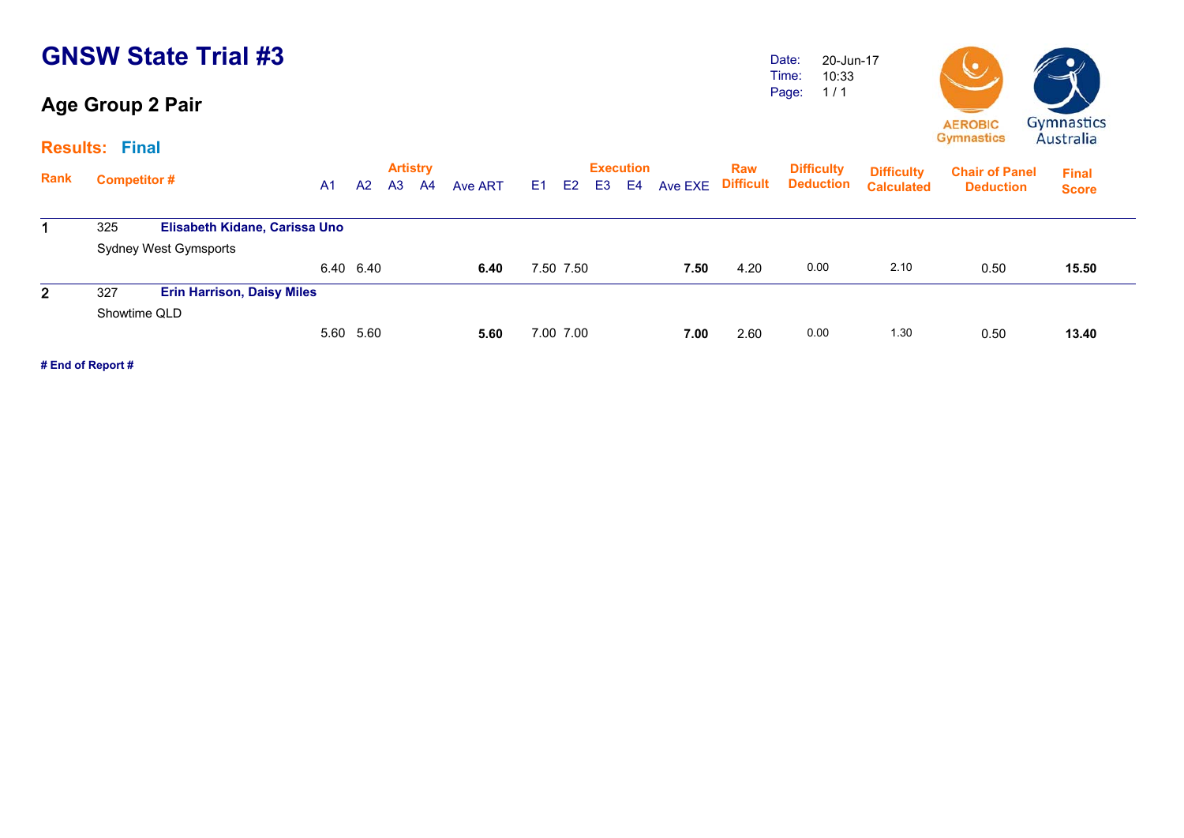# GNSW State Trial #3

## Age Group 2 Pair

Date: 20-Jun-17
Time: 10:33
Page: 1 / 1

AEROBIC Gymnastics
Gymnastics Australia

**Results: Final**

| Rank | Competitor # | | A1 | A2 | A3 | A4 | Ave ART | E1 | E2 | E3 | E4 | Ave EXE | Raw Difficult | Difficulty Deduction | Difficulty Calculated | Chair of Panel Deduction | Final Score |
|---|---|---|---|---|---|---|---|---|---|---|---|---|---|---|---|---|---|
| **1** | 325 | **Elisabeth Kidane, Carissa Uno** | | | | | | | | | | | | | | | |
| | Sydney West Gymsports | | 6.40 | 6.40 | | | **6.40** | 7.50 | 7.50 | | | **7.50** | 4.20 | 0.00 | 2.10 | 0.50 | **15.50** |
| **2** | 327 | **Erin Harrison, Daisy Miles** | | | | | | | | | | | | | | | |
| | Showtime QLD | | 5.60 | 5.60 | | | **5.60** | 7.00 | 7.00 | | | **7.00** | 2.60 | 0.00 | 1.30 | 0.50 | **13.40** |

**# End of Report #**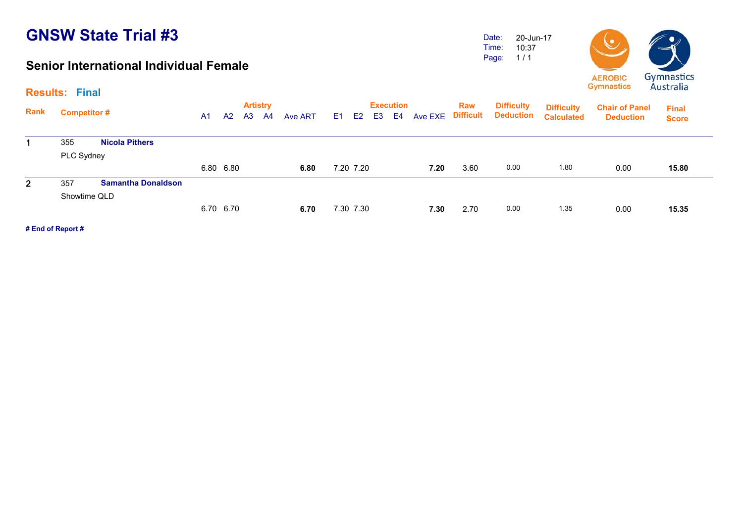# GNSW State Trial #3

## Senior International Individual Female

Date: 20-Jun-17
Time: 10:37

**Results: Final**

| Rank | Competitor # | | Artistry A1 | A2 | A3 | A4 | Ave ART | Execution E1 | E2 | E3 | E4 | Ave EXE | Raw Difficult | Difficulty Deduction | Difficulty Calculated | Chair of Panel Deduction | Final Score |
|---|---|---|---|---|---|---|---|---|---|---|---|---|---|---|---|---|---|
| 1 | 355 | **Nicola Pithers** PLC Sydney | 6.80 | 6.80 | | | **6.80** | 7.20 | 7.20 | | | **7.20** | 3.60 | 0.00 | 1.80 | 0.00 | **15.80** |
| 2 | 357 | **Samantha Donaldson** Showtime QLD | 6.70 | 6.70 | | | **6.70** | 7.30 | 7.30 | | | **7.30** | 2.70 | 0.00 | 1.35 | 0.00 | **15.35** |

**# End of Report #**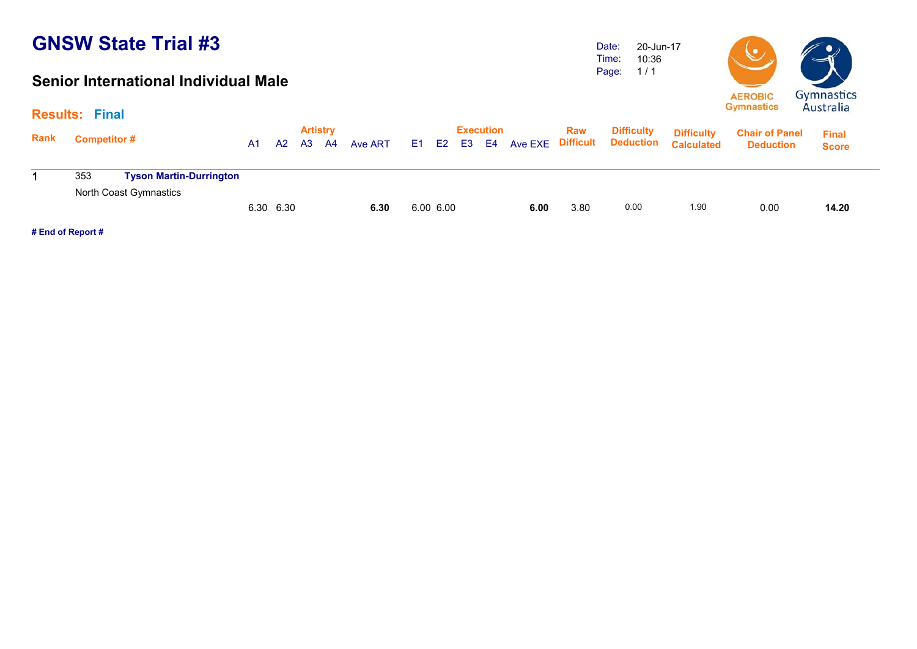# GNSW State Trial #3

Date: 20-Jun-17
Time: 10:36
Page: 1 / 1

## Senior International Individual Male

### Results: Final

| Rank | Competitor # | | Artistry | | | | Ave ART | Execution | | | | Ave EXE | Raw Difficult | Difficulty Deduction | Difficulty Calculated | Chair of Panel Deduction | Final Score |
|---|---|---|---|---|---|---|---|---|---|---|---|---|---|---|---|---|---|
| | | | A1 | A2 | A3 | A4 | | E1 | E2 | E3 | E4 | | | | | | |
| 1 | 353 | **Tyson Martin-Durrington** North Coast Gymnastics | 6.30 | 6.30 | | | **6.30** | 6.00 | 6.00 | | | **6.00** | 3.80 | 0.00 | 1.90 | 0.00 | **14.20** |

**# End of Report #**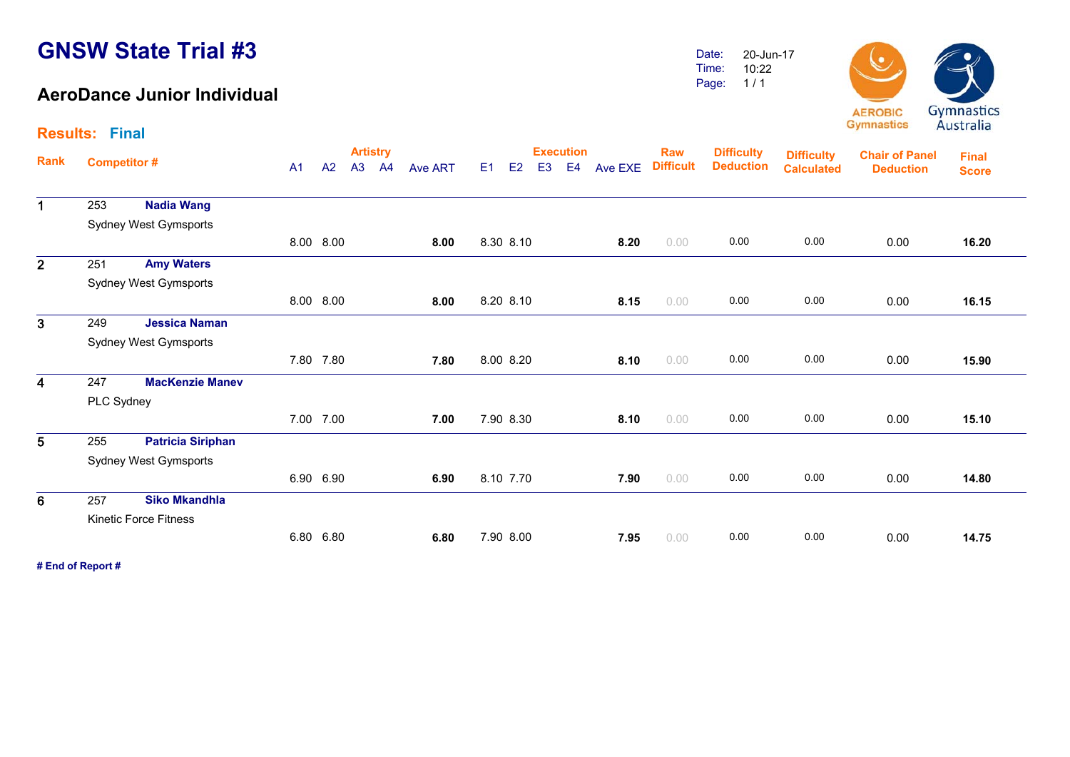# GNSW State Trial #3

## AeroDance Junior Individual

Date: 20-Jun-17
Time: 10:22
Page: 1 / 1

**Results: Final**

| Rank | Competitor # | | A1 | A2 | A3 | A4 | Ave ART | E1 | E2 | E3 | E4 | Ave EXE | Raw Difficult | Difficulty Deduction | Difficulty Calculated | Chair of Panel Deduction | Final Score |
|---|---|---|---|---|---|---|---|---|---|---|---|---|---|---|---|---|---|
| 1 | 253 | **Nadia Wang** Sydney West Gymsports | 8.00 | 8.00 | | | **8.00** | 8.30 | 8.10 | | | **8.20** | 0.00 | 0.00 | 0.00 | 0.00 | **16.20** |
| 2 | 251 | **Amy Waters** Sydney West Gymsports | 8.00 | 8.00 | | | **8.00** | 8.20 | 8.10 | | | **8.15** | 0.00 | 0.00 | 0.00 | 0.00 | **16.15** |
| 3 | 249 | **Jessica Naman** Sydney West Gymsports | 7.80 | 7.80 | | | **7.80** | 8.00 | 8.20 | | | **8.10** | 0.00 | 0.00 | 0.00 | 0.00 | **15.90** |
| 4 | 247 | **MacKenzie Manev** PLC Sydney | 7.00 | 7.00 | | | **7.00** | 7.90 | 8.30 | | | **8.10** | 0.00 | 0.00 | 0.00 | 0.00 | **15.10** |
| 5 | 255 | **Patricia Siriphan** Sydney West Gymsports | 6.90 | 6.90 | | | **6.90** | 8.10 | 7.70 | | | **7.90** | 0.00 | 0.00 | 0.00 | 0.00 | **14.80** |
| 6 | 257 | **Siko Mkandhla** Kinetic Force Fitness | 6.80 | 6.80 | | | **6.80** | 7.90 | 8.00 | | | **7.95** | 0.00 | 0.00 | 0.00 | 0.00 | **14.75** |

**# End of Report #**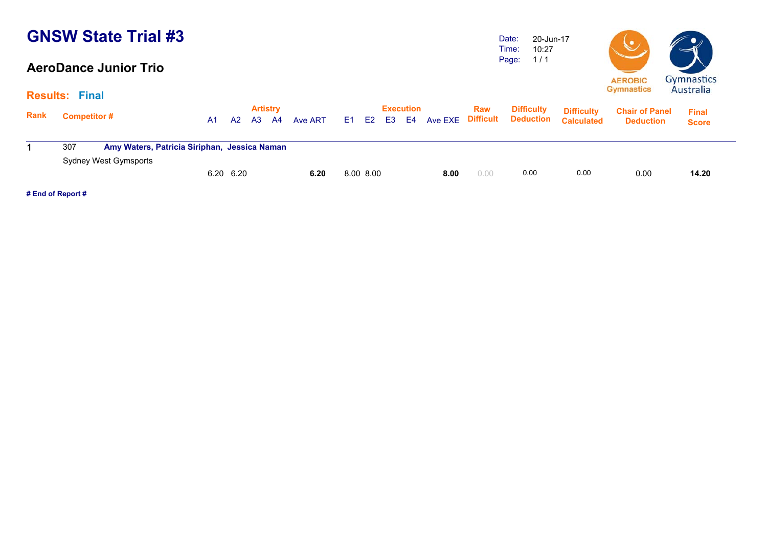# GNSW State Trial #3

## AeroDance Junior Trio

Date: 20-Jun-17
Time: 10:27

**Results: Final**

| Rank | Competitor # | | Artistry A1 | A2 | A3 | A4 | Ave ART | Execution E1 | E2 | E3 | E4 | Ave EXE | Raw Difficult | Difficulty Deduction | Difficulty Calculated | Chair of Panel Deduction | Final Score |
|---|---|---|---|---|---|---|---|---|---|---|---|---|---|---|---|---|---|
| 1 | 307 | **Amy Waters, Patricia Siriphan, Jessica Naman** | | | | | | | | | | | | | | | |
| | Sydney West Gymsports | | 6.20 | 6.20 | | | **6.20** | 8.00 | 8.00 | | | **8.00** | 0.00 | 0.00 | 0.00 | 0.00 | **14.20** |

**# End of Report #**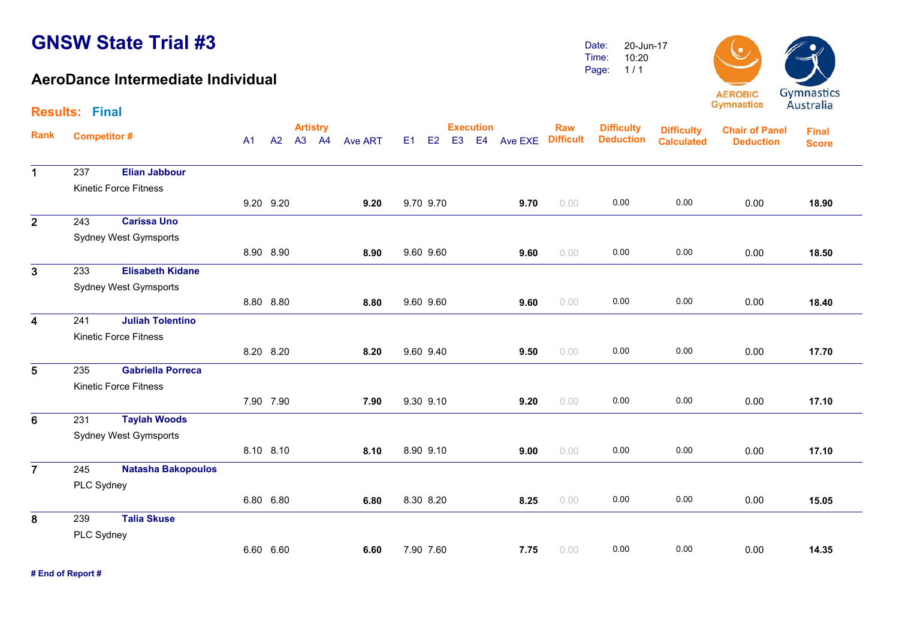# GNSW State Trial #3

## AeroDance Intermediate Individual

Date: 20-Jun-17
Time: 10:20
Page: 1 / 1

AEROBIC Gymnastics

Gymnastics Australia

**Results: Final**

| Rank | Competitor # | | Artistry A1 | A2 | A3 | A4 | Ave ART | Execution E1 | E2 | E3 | E4 | Ave EXE | Raw Difficult | Difficulty Deduction | Difficulty Calculated | Chair of Panel Deduction | Final Score |
|---|---|---|---|---|---|---|---|---|---|---|---|---|---|---|---|---|---|
| 1 | 237 | **Elian Jabbour** <br> Kinetic Force Fitness | 9.20 | 9.20 | | | **9.20** | 9.70 | 9.70 | | | **9.70** | 0.00 | 0.00 | 0.00 | 0.00 | **18.90** |
| 2 | 243 | **Carissa Uno** <br> Sydney West Gymsports | 8.90 | 8.90 | | | **8.90** | 9.60 | 9.60 | | | **9.60** | 0.00 | 0.00 | 0.00 | 0.00 | **18.50** |
| 3 | 233 | **Elisabeth Kidane** <br> Sydney West Gymsports | 8.80 | 8.80 | | | **8.80** | 9.60 | 9.60 | | | **9.60** | 0.00 | 0.00 | 0.00 | 0.00 | **18.40** |
| 4 | 241 | **Juliah Tolentino** <br> Kinetic Force Fitness | 8.20 | 8.20 | | | **8.20** | 9.60 | 9.40 | | | **9.50** | 0.00 | 0.00 | 0.00 | 0.00 | **17.70** |
| 5 | 235 | **Gabriella Porreca** <br> Kinetic Force Fitness | 7.90 | 7.90 | | | **7.90** | 9.30 | 9.10 | | | **9.20** | 0.00 | 0.00 | 0.00 | 0.00 | **17.10** |
| 6 | 231 | **Taylah Woods** <br> Sydney West Gymsports | 8.10 | 8.10 | | | **8.10** | 8.90 | 9.10 | | | **9.00** | 0.00 | 0.00 | 0.00 | 0.00 | **17.10** |
| 7 | 245 | **Natasha Bakopoulos** <br> PLC Sydney | 6.80 | 6.80 | | | **6.80** | 8.30 | 8.20 | | | **8.25** | 0.00 | 0.00 | 0.00 | 0.00 | **15.05** |
| 8 | 239 | **Talia Skuse** <br> PLC Sydney | 6.60 | 6.60 | | | **6.60** | 7.90 | 7.60 | | | **7.75** | 0.00 | 0.00 | 0.00 | 0.00 | **14.35** |

**# End of Report #**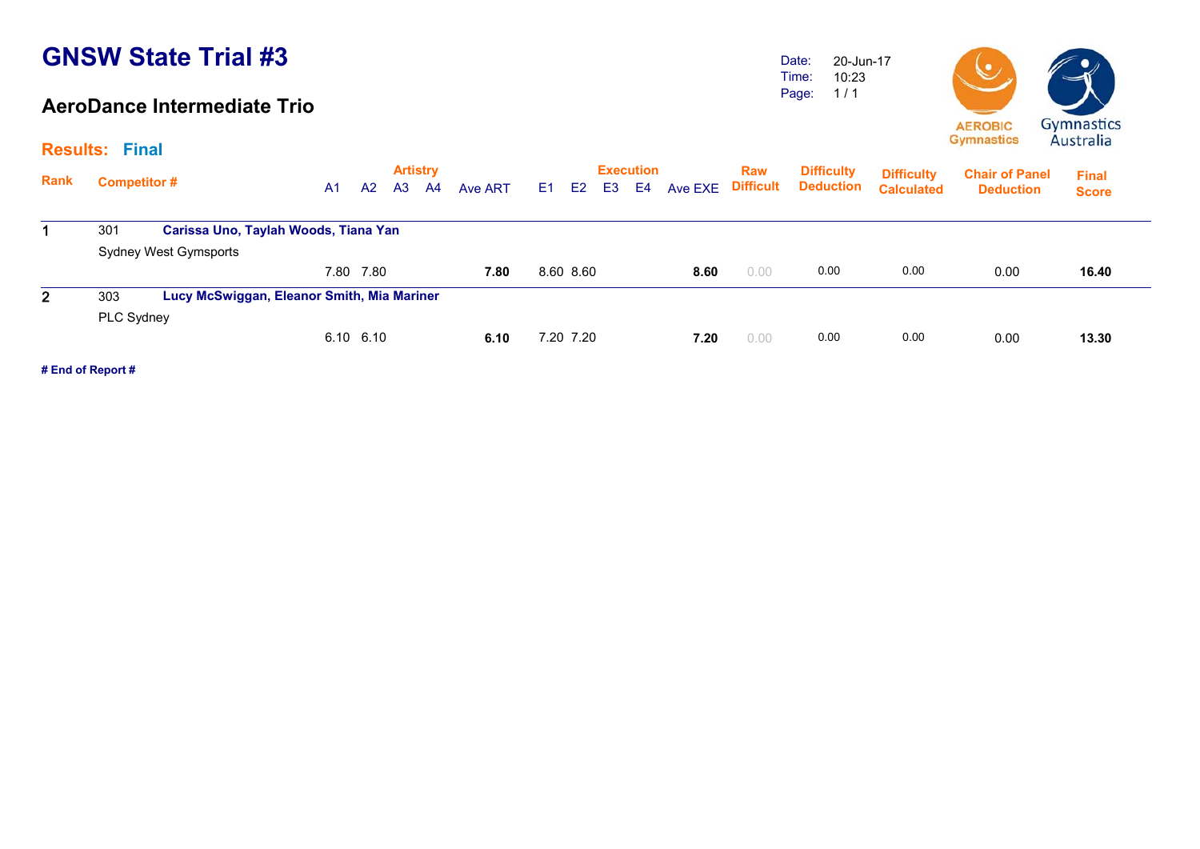# GNSW State Trial #3

## AeroDance Intermediate Trio

Date: 20-Jun-17
Time: 10:23
Page: 1 / 1

**Results: Final**

| Rank | Competitor # | | A1 | A2 | A3 | A4 | Ave ART | E1 | E2 | E3 | E4 | Ave EXE | Raw Difficult | Difficulty Deduction | Difficulty Calculated | Chair of Panel Deduction | Final Score |
|---|---|---|---|---|---|---|---|---|---|---|---|---|---|---|---|---|---|
| | | | Artistry | | | | | Execution | | | | | | | | | |
| 1 | 301 | **Carissa Uno, Taylah Woods, Tiana Yan** | | | | | | | | | | | | | | | |
| | Sydney West Gymsports | | 7.80 | 7.80 | | | **7.80** | 8.60 | 8.60 | | | **8.60** | 0.00 | 0.00 | 0.00 | 0.00 | **16.40** |
| 2 | 303 | **Lucy McSwiggan, Eleanor Smith, Mia Mariner** | | | | | | | | | | | | | | | |
| | PLC Sydney | | 6.10 | 6.10 | | | **6.10** | 7.20 | 7.20 | | | **7.20** | 0.00 | 0.00 | 0.00 | 0.00 | **13.30** |

**# End of Report #**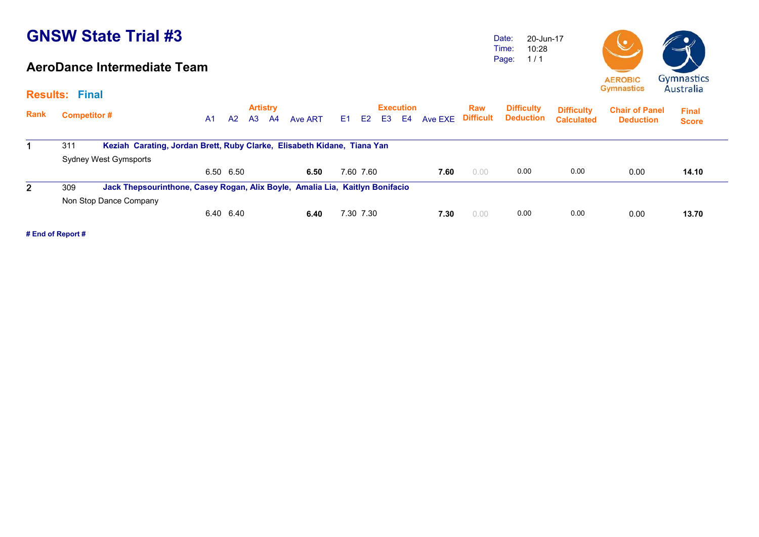# GNSW State Trial #3

## AeroDance Intermediate Team

Date: 20-Jun-17
Time: 10:28
Page: 1 / 1

AEROBIC Gymnastics    Gymnastics Australia

**Results: Final**

| Rank | Competitor # | Artistry A1 | A2 | A3 | A4 | Ave ART | Execution E1 | E2 | E3 | E4 | Ave EXE | Raw Difficult | Difficulty Deduction | Difficulty Calculated | Chair of Panel Deduction | Final Score |
|---|---|---|---|---|---|---|---|---|---|---|---|---|---|---|---|---|
| 1 | 311 **Keziah Carating, Jordan Brett, Ruby Clarke, Elisabeth Kidane, Tiana Yan** — Sydney West Gymsports | 6.50 | 6.50 | | | **6.50** | 7.60 | 7.60 | | | **7.60** | 0.00 | 0.00 | 0.00 | 0.00 | **14.10** |
| 2 | 309 **Jack Thepsourinthone, Casey Rogan, Alix Boyle, Amalia Lia, Kaitlyn Bonifacio** — Non Stop Dance Company | 6.40 | 6.40 | | | **6.40** | 7.30 | 7.30 | | | **7.30** | 0.00 | 0.00 | 0.00 | 0.00 | **13.70** |

**# End of Report #**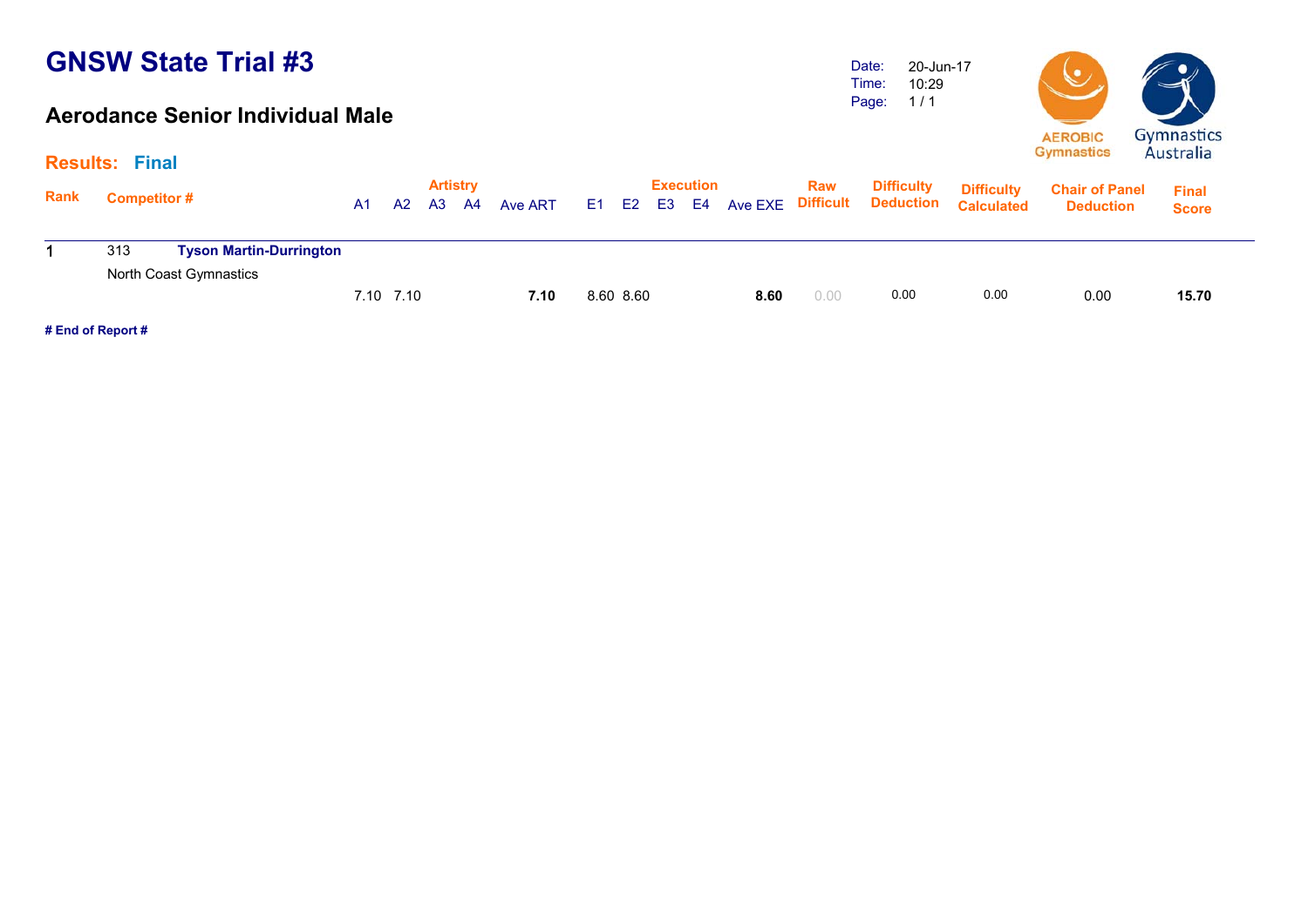# GNSW State Trial #3

## Aerodance Senior Individual Male

Date: 20-Jun-17
Time: 10:29
Page: 1 / 1

**Results: Final**

| Rank | Competitor # | | Artistry A1 | A2 | A3 | A4 | Ave ART | Execution E1 | E2 | E3 | E4 | Ave EXE | Raw Difficult | Difficulty Deduction | Difficulty Calculated | Chair of Panel Deduction | Final Score |
|---|---|---|---|---|---|---|---|---|---|---|---|---|---|---|---|---|---|
| 1 | 313 | **Tyson Martin-Durrington** North Coast Gymnastics | 7.10 | 7.10 | | | **7.10** | 8.60 | 8.60 | | | **8.60** | 0.00 | 0.00 | 0.00 | 0.00 | **15.70** |

**# End of Report #**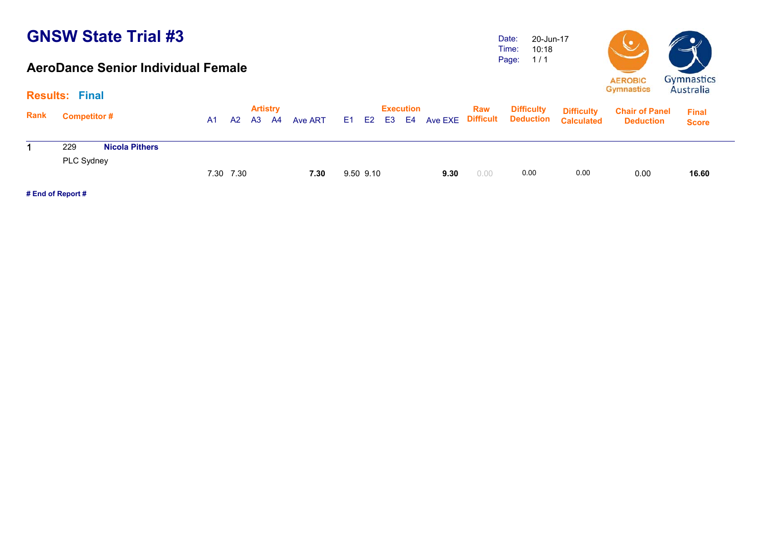# GNSW State Trial #3

## AeroDance Senior Individual Female

Date: 20-Jun-17
Time: 10:18

### Results: Final

| Rank | Competitor # | | A1 | A2 | A3 | A4 | Ave ART | E1 | E2 | E3 | E4 | Ave EXE | Raw Difficult | Difficulty Deduction | Difficulty Calculated | Chair of Panel Deduction | Final Score |
|---|---|---|---|---|---|---|---|---|---|---|---|---|---|---|---|---|---|
| 1 | 229 | **Nicola Pithers** | | | | | | | | | | | | | | | |
| | PLC Sydney | | 7.30 | 7.30 | | | **7.30** | 9.50 | 9.10 | | | **9.30** | 0.00 | 0.00 | 0.00 | 0.00 | **16.60** |

**# End of Report #**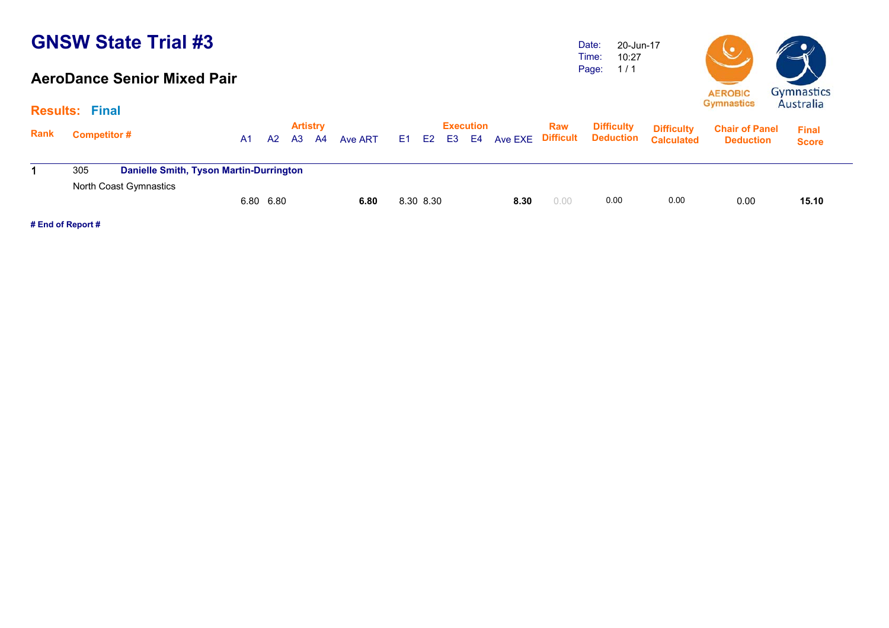# GNSW State Trial #3

## AeroDance Senior Mixed Pair

Date: 20-Jun-17
Time: 10:27
Page: 1 / 1

AEROBIC Gymnastics

Gymnastics Australia

**Results: Final**

| Rank | Competitor # | | Artistry A1 | A2 | A3 | A4 | Ave ART | Execution E1 | E2 | E3 | E4 | Ave EXE | Raw Difficult | Difficulty Deduction | Difficulty Calculated | Chair of Panel Deduction | Final Score |
|---|---|---|---|---|---|---|---|---|---|---|---|---|---|---|---|---|---|
| 1 | 305 | **Danielle Smith, Tyson Martin-Durrington** North Coast Gymnastics | 6.80 | 6.80 | | | **6.80** | 8.30 | 8.30 | | | **8.30** | 0.00 | 0.00 | 0.00 | 0.00 | **15.10** |

**# End of Report #**